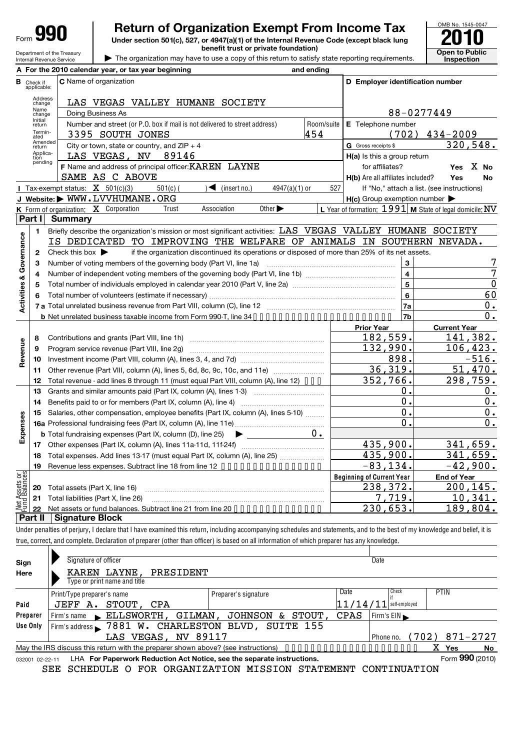# Form 990 — Return of Organization Exempt From Income Tax (2010)

Under section 501(c), 527, or 4947(a)(1) of the Internal Revenue Code (except black lung benefit trust or private foundation)

▶ The organization may have to use a copy of this return to satisfy state reporting requirements.

Department of the Treasury, Internal Revenue Service

OMB No. 1545-0047 — **2010** — Open to Public Inspection

**A** For the 2010 calendar year, or tax year beginning and ending

**B** Check if applicable: Address change, Name change, Initial return, Terminated, Amended return, Application pending

**C** Name of organization: LAS VEGAS VALLEY HUMANE SOCIETY

Doing Business As

Number and street (or P.O. box if mail is not delivered to street address): 3395 SOUTH JONES — Room/suite: 454

City or town, state or country, and ZIP + 4: LAS VEGAS, NV 89146

**D** Employer identification number: 88-0277449

**E** Telephone number: (702) 434-2009

**G** Gross receipts $ 320,548.

**F** Name and address of principal officer: KAREN LAYNE, SAME AS C ABOVE

**H(a)** Is this a group return for affiliates? Yes [ ] No [X]

**H(b)** Are all affiliates included? Yes No — If "No," attach a list. (see instructions)

**H(c)** Group exemption number ▶

**I** Tax-exempt status: [X] 501(c)(3) [ ] 501(c) ( ) ◀ (insert no.) [ ] 4947(a)(1) or [ ] 527

**J** Website: ▶ WWW.LVVHUMANE.ORG

**K** Form of organization: [X] Corporation [ ] Trust [ ] Association [ ] Other ▶

**L** Year of formation: 1991 **M** State of legal domicile: NV

## Part I — Summary

**Activities & Governance**

1. Briefly describe the organization's mission or most significant activities: LAS VEGAS VALLEY HUMANE SOCIETY IS DEDICATED TO IMPROVING THE WELFARE OF ANIMALS IN SOUTHERN NEVADA.
2. Check this box ▶ [ ] if the organization discontinued its operations or disposed of more than 25% of its net assets.

| Line | Description | No. | Value |
|---|---|---|---|
| 3 | Number of voting members of the governing body (Part VI, line 1a) | 3 | 7 |
| 4 | Number of independent voting members of the governing body (Part VI, line 1b) | 4 | 7 |
| 5 | Total number of individuals employed in calendar year 2010 (Part V, line 2a) | 5 | 0 |
| 6 | Total number of volunteers (estimate if necessary) | 6 | 60 |
| 7a | Total unrelated business revenue from Part VIII, column (C), line 12 | 7a | 0. |
| 7b | Net unrelated business taxable income from Form 990-T, line 34 | 7b | 0. |

| Section | Line | Description | Prior Year | Current Year |
|---|---|---|---|---|
| Revenue | 8 | Contributions and grants (Part VIII, line 1h) | 182,559. | 141,382. |
| | 9 | Program service revenue (Part VIII, line 2g) | 132,990. | 106,423. |
| | 10 | Investment income (Part VIII, column (A), lines 3, 4, and 7d) | 898. | -516. |
| | 11 | Other revenue (Part VIII, column (A), lines 5, 6d, 8c, 9c, 10c, and 11e) | 36,319. | 51,470. |
| | 12 | Total revenue - add lines 8 through 11 (must equal Part VIII, column (A), line 12) | 352,766. | 298,759. |
| Expenses | 13 | Grants and similar amounts paid (Part IX, column (A), lines 1-3) | 0. | 0. |
| | 14 | Benefits paid to or for members (Part IX, column (A), line 4) | 0. | 0. |
| | 15 | Salaries, other compensation, employee benefits (Part IX, column (A), lines 5-10) | 0. | 0. |
| | 16a | Professional fundraising fees (Part IX, column (A), line 11e) | 0. | 0. |
| | 16b | Total fundraising expenses (Part IX, column (D), line 25) ▶ 0. | | |
| | 17 | Other expenses (Part IX, column (A), lines 11a-11d, 11f-24f) | 435,900. | 341,659. |
| | 18 | Total expenses. Add lines 13-17 (must equal Part IX, column (A), line 25) | 435,900. | 341,659. |
| | 19 | Revenue less expenses. Subtract line 18 from line 12 | -83,134. | -42,900. |

| Section | Line | Description | Beginning of Current Year | End of Year |
|---|---|---|---|---|
| Net Assets or Fund Balances | 20 | Total assets (Part X, line 16) | 238,372. | 200,145. |
| | 21 | Total liabilities (Part X, line 26) | 7,719. | 10,341. |
| | 22 | Net assets or fund balances. Subtract line 21 from line 20 | 230,653. | 189,804. |

## Part II — Signature Block

Under penalties of perjury, I declare that I have examined this return, including accompanying schedules and statements, and to the best of my knowledge and belief, it is true, correct, and complete. Declaration of preparer (other than officer) is based on all information of which preparer has any knowledge.

**Sign Here**

Signature of officer — Date

KAREN LAYNE, PRESIDENT
Type or print name and title

**Paid Preparer Use Only**

| Print/Type preparer's name | Preparer's signature | Date | Check if self-employed | PTIN |
|---|---|---|---|---|
| JEFF A. STOUT, CPA | | 11/14/11 | | |

Firm's name ▶ ELLSWORTH, GILMAN, JOHNSON & STOUT, CPAS — Firm's EIN ▶

Firm's address ▶ 7881 W. CHARLESTON BLVD, SUITE 155, LAS VEGAS, NV 89117 — Phone no. (702) 871-2727

May the IRS discuss this return with the preparer shown above? (see instructions) [X] Yes [ ] No

032001 02-22-11 LHA For Paperwork Reduction Act Notice, see the separate instructions. Form **990** (2010)

SEE SCHEDULE O FOR ORGANIZATION MISSION STATEMENT CONTINUATION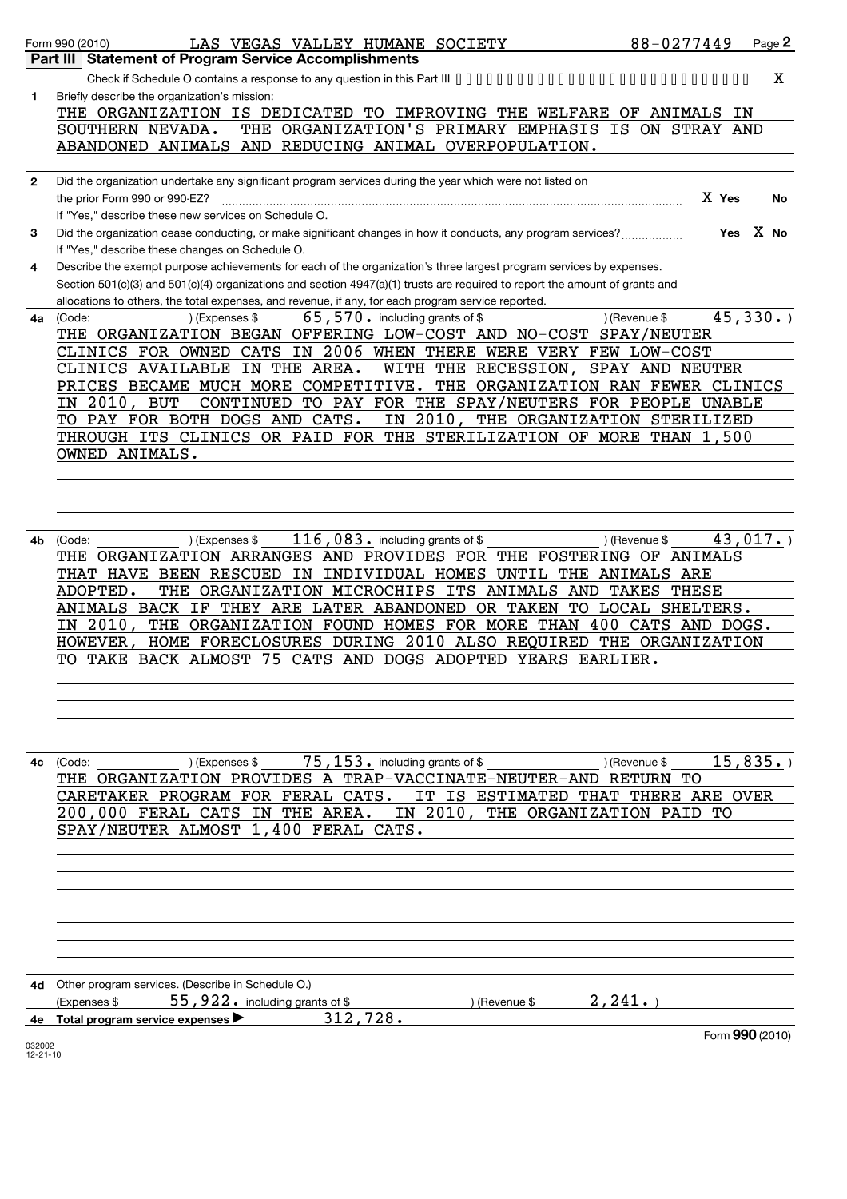Form 990 (2010) LAS VEGAS VALLEY HUMANE SOCIETY 88-0277449 Page **2**

## Part III | Statement of Program Service Accomplishments

Check if Schedule O contains a response to any question in this Part III .................................... X

**1** Briefly describe the organization's mission:

THE ORGANIZATION IS DEDICATED TO IMPROVING THE WELFARE OF ANIMALS IN SOUTHERN NEVADA. THE ORGANIZATION'S PRIMARY EMPHASIS IS ON STRAY AND ABANDONED ANIMALS AND REDUCING ANIMAL OVERPOPULATION.

**2** Did the organization undertake any significant program services during the year which were not listed on the prior Form 990 or 990-EZ? ............ X Yes No

If "Yes," describe these new services on Schedule O.

**3** Did the organization cease conducting, or make significant changes in how it conducts, any program services? ............ Yes X No

If "Yes," describe these changes on Schedule O.

**4** Describe the exempt purpose achievements for each of the organization's three largest program services by expenses. Section 501(c)(3) and 501(c)(4) organizations and section 4947(a)(1) trusts are required to report the amount of grants and allocations to others, the total expenses, and revenue, if any, for each program service reported.

**4a** (Code: ) (Expenses $ 65,570. including grants of $ ) (Revenue $ 45,330. )

THE ORGANIZATION BEGAN OFFERING LOW-COST AND NO-COST SPAY/NEUTER CLINICS FOR OWNED CATS IN 2006 WHEN THERE WERE VERY FEW LOW-COST CLINICS AVAILABLE IN THE AREA. WITH THE RECESSION, SPAY AND NEUTER PRICES BECAME MUCH MORE COMPETITIVE. THE ORGANIZATION RAN FEWER CLINICS IN 2010, BUT CONTINUED TO PAY FOR THE SPAY/NEUTERS FOR PEOPLE UNABLE TO PAY FOR BOTH DOGS AND CATS. IN 2010, THE ORGANIZATION STERILIZED THROUGH ITS CLINICS OR PAID FOR THE STERILIZATION OF MORE THAN 1,500 OWNED ANIMALS.

**4b** (Code: ) (Expenses $ 116,083. including grants of $ ) (Revenue $ 43,017. )

THE ORGANIZATION ARRANGES AND PROVIDES FOR THE FOSTERING OF ANIMALS THAT HAVE BEEN RESCUED IN INDIVIDUAL HOMES UNTIL THE ANIMALS ARE ADOPTED. THE ORGANIZATION MICROCHIPS ITS ANIMALS AND TAKES THESE ANIMALS BACK IF THEY ARE LATER ABANDONED OR TAKEN TO LOCAL SHELTERS. IN 2010, THE ORGANIZATION FOUND HOMES FOR MORE THAN 400 CATS AND DOGS. HOWEVER, HOME FORECLOSURES DURING 2010 ALSO REQUIRED THE ORGANIZATION TO TAKE BACK ALMOST 75 CATS AND DOGS ADOPTED YEARS EARLIER.

**4c** (Code: ) (Expenses $ 75,153. including grants of $ ) (Revenue $ 15,835. )

THE ORGANIZATION PROVIDES A TRAP-VACCINATE-NEUTER-AND RETURN TO CARETAKER PROGRAM FOR FERAL CATS. IT IS ESTIMATED THAT THERE ARE OVER 200,000 FERAL CATS IN THE AREA. IN 2010, THE ORGANIZATION PAID TO SPAY/NEUTER ALMOST 1,400 FERAL CATS.

**4d** Other program services. (Describe in Schedule O.)

(Expenses $ 55,922. including grants of $ ) (Revenue $ 2,241. )

**4e Total program service expenses ▶** 312,728.

Form **990** (2010)

032002
12-21-10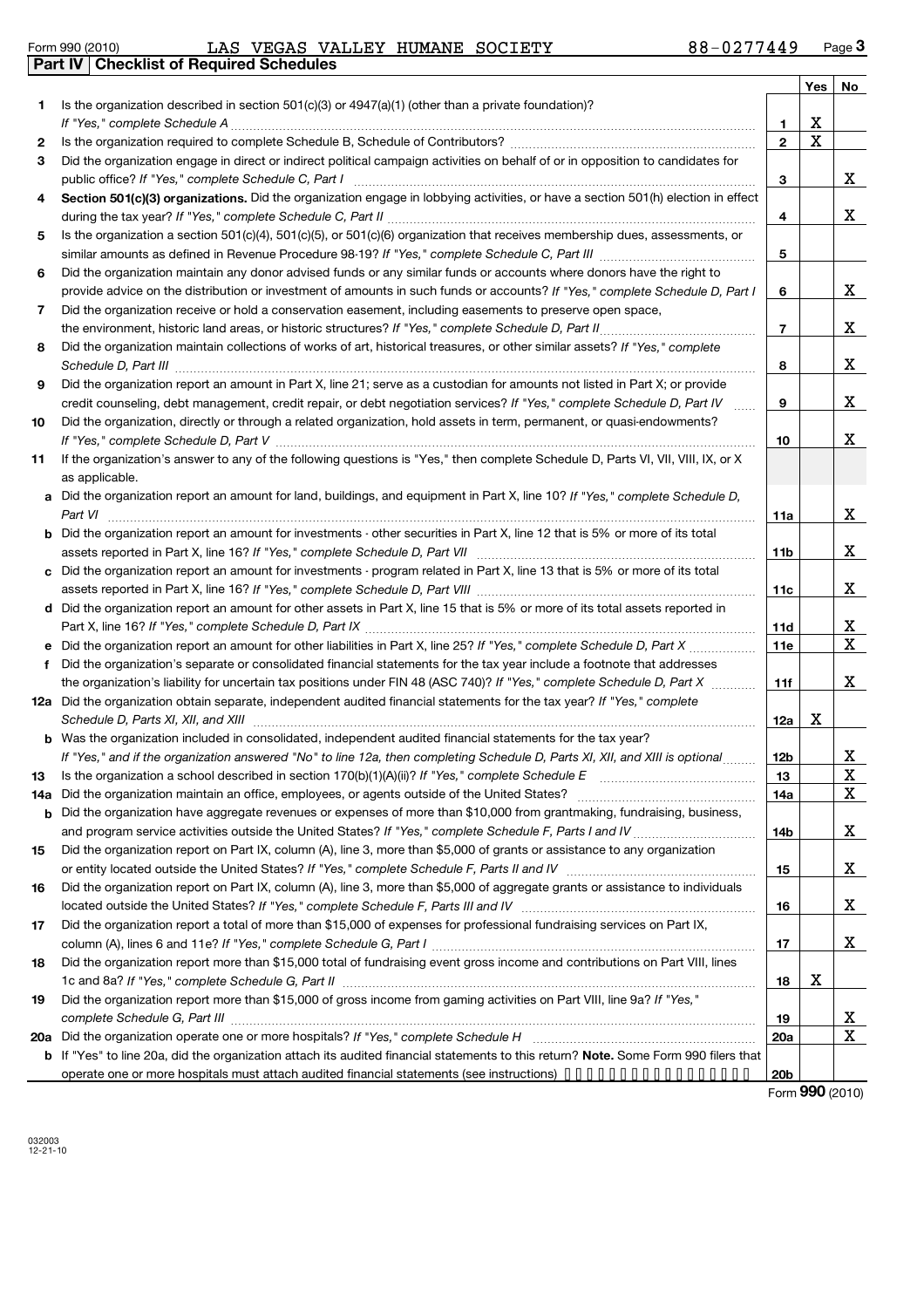Form 990 (2010) LAS VEGAS VALLEY HUMANE SOCIETY 88-0277449

## Part IV Checklist of Required Schedules

| | | | Yes | No |
|---|---|---|---|---|
| 1 | Is the organization described in section 501(c)(3) or 4947(a)(1) (other than a private foundation)? *If "Yes," complete Schedule A* | 1 | X | |
| 2 | Is the organization required to complete Schedule B, Schedule of Contributors? | 2 | X | |
| 3 | Did the organization engage in direct or indirect political campaign activities on behalf of or in opposition to candidates for public office? *If "Yes," complete Schedule C, Part I* | 3 | | X |
| 4 | **Section 501(c)(3) organizations.** Did the organization engage in lobbying activities, or have a section 501(h) election in effect during the tax year? *If "Yes," complete Schedule C, Part II* | 4 | | X |
| 5 | Is the organization a section 501(c)(4), 501(c)(5), or 501(c)(6) organization that receives membership dues, assessments, or similar amounts as defined in Revenue Procedure 98-19? *If "Yes," complete Schedule C, Part III* | 5 | | |
| 6 | Did the organization maintain any donor advised funds or any similar funds or accounts where donors have the right to provide advice on the distribution or investment of amounts in such funds or accounts? *If "Yes," complete Schedule D, Part I* | 6 | | X |
| 7 | Did the organization receive or hold a conservation easement, including easements to preserve open space, the environment, historic land areas, or historic structures? *If "Yes," complete Schedule D, Part II* | 7 | | X |
| 8 | Did the organization maintain collections of works of art, historical treasures, or other similar assets? *If "Yes," complete Schedule D, Part III* | 8 | | X |
| 9 | Did the organization report an amount in Part X, line 21; serve as a custodian for amounts not listed in Part X; or provide credit counseling, debt management, credit repair, or debt negotiation services? *If "Yes," complete Schedule D, Part IV* | 9 | | X |
| 10 | Did the organization, directly or through a related organization, hold assets in term, permanent, or quasi-endowments? *If "Yes," complete Schedule D, Part V* | 10 | | X |
| 11 | If the organization's answer to any of the following questions is "Yes," then complete Schedule D, Parts VI, VII, VIII, IX, or X as applicable. | | | |
| a | Did the organization report an amount for land, buildings, and equipment in Part X, line 10? *If "Yes," complete Schedule D, Part VI* | 11a | | X |
| b | Did the organization report an amount for investments - other securities in Part X, line 12 that is 5% or more of its total assets reported in Part X, line 16? *If "Yes," complete Schedule D, Part VII* | 11b | | X |
| c | Did the organization report an amount for investments - program related in Part X, line 13 that is 5% or more of its total assets reported in Part X, line 16? *If "Yes," complete Schedule D, Part VIII* | 11c | | X |
| d | Did the organization report an amount for other assets in Part X, line 15 that is 5% or more of its total assets reported in Part X, line 16? *If "Yes," complete Schedule D, Part IX* | 11d | | X |
| e | Did the organization report an amount for other liabilities in Part X, line 25? *If "Yes," complete Schedule D, Part X* | 11e | | X |
| f | Did the organization's separate or consolidated financial statements for the tax year include a footnote that addresses the organization's liability for uncertain tax positions under FIN 48 (ASC 740)? *If "Yes," complete Schedule D, Part X* | 11f | | X |
| 12a | Did the organization obtain separate, independent audited financial statements for the tax year? *If "Yes," complete Schedule D, Parts XI, XII, and XIII* | 12a | X | |
| b | Was the organization included in consolidated, independent audited financial statements for the tax year? *If "Yes," and if the organization answered "No" to line 12a, then completing Schedule D, Parts XI, XII, and XIII is optional* | 12b | | X |
| 13 | Is the organization a school described in section 170(b)(1)(A)(ii)? *If "Yes," complete Schedule E* | 13 | | X |
| 14a | Did the organization maintain an office, employees, or agents outside of the United States? | 14a | | X |
| b | Did the organization have aggregate revenues or expenses of more than $10,000 from grantmaking, fundraising, business, and program service activities outside the United States? *If "Yes," complete Schedule F, Parts I and IV* | 14b | | X |
| 15 | Did the organization report on Part IX, column (A), line 3, more than $5,000 of grants or assistance to any organization or entity located outside the United States? *If "Yes," complete Schedule F, Parts II and IV* | 15 | | X |
| 16 | Did the organization report on Part IX, column (A), line 3, more than $5,000 of aggregate grants or assistance to individuals located outside the United States? *If "Yes," complete Schedule F, Parts III and IV* | 16 | | X |
| 17 | Did the organization report a total of more than $15,000 of expenses for professional fundraising services on Part IX, column (A), lines 6 and 11e? *If "Yes," complete Schedule G, Part I* | 17 | | X |
| 18 | Did the organization report more than $15,000 total of fundraising event gross income and contributions on Part VIII, lines 1c and 8a? *If "Yes," complete Schedule G, Part II* | 18 | X | |
| 19 | Did the organization report more than $15,000 of gross income from gaming activities on Part VIII, line 9a? *If "Yes," complete Schedule G, Part III* | 19 | | X |
| 20a | Did the organization operate one or more hospitals? *If "Yes," complete Schedule H* | 20a | | X |
| b | If "Yes" to line 20a, did the organization attach its audited financial statements to this return? **Note.** Some Form 990 filers that operate one or more hospitals must attach audited financial statements (see instructions) | 20b | | |

Form **990** (2010)

032003 12-21-10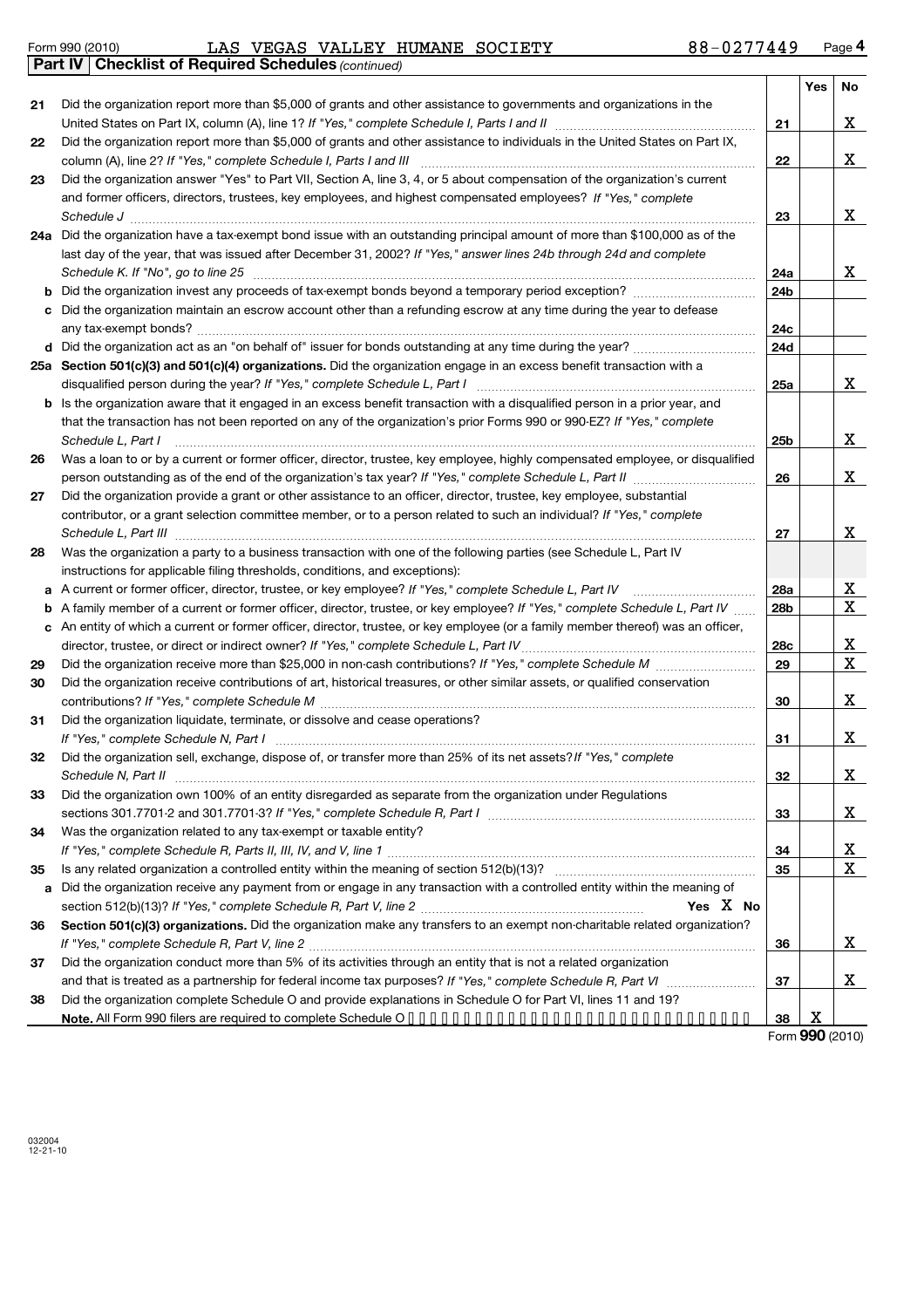Form 990 (2010) LAS VEGAS VALLEY HUMANE SOCIETY 88-0277449 Page **4**

**Part IV | Checklist of Required Schedules** *(continued)*

| | | | Yes | No |
|---|---|---|---|---|
| **21** | Did the organization report more than $5,000 of grants and other assistance to governments and organizations in the United States on Part IX, column (A), line 1? *If "Yes," complete Schedule I, Parts I and II* | **21** | | X |
| **22** | Did the organization report more than $5,000 of grants and other assistance to individuals in the United States on Part IX, column (A), line 2? *If "Yes," complete Schedule I, Parts I and III* | **22** | | X |
| **23** | Did the organization answer "Yes" to Part VII, Section A, line 3, 4, or 5 about compensation of the organization's current and former officers, directors, trustees, key employees, and highest compensated employees? *If "Yes," complete Schedule J* | **23** | | X |
| **24a** | Did the organization have a tax-exempt bond issue with an outstanding principal amount of more than $100,000 as of the last day of the year, that was issued after December 31, 2002? *If "Yes," answer lines 24b through 24d and complete Schedule K. If "No", go to line 25* | **24a** | | X |
| **b** | Did the organization invest any proceeds of tax-exempt bonds beyond a temporary period exception? | **24b** | | |
| **c** | Did the organization maintain an escrow account other than a refunding escrow at any time during the year to defease any tax-exempt bonds? | **24c** | | |
| **d** | Did the organization act as an "on behalf of" issuer for bonds outstanding at any time during the year? | **24d** | | |
| **25a** | **Section 501(c)(3) and 501(c)(4) organizations.** Did the organization engage in an excess benefit transaction with a disqualified person during the year? *If "Yes," complete Schedule L, Part I* | **25a** | | X |
| **b** | Is the organization aware that it engaged in an excess benefit transaction with a disqualified person in a prior year, and that the transaction has not been reported on any of the organization's prior Forms 990 or 990-EZ? *If "Yes," complete Schedule L, Part I* | **25b** | | X |
| **26** | Was a loan to or by a current or former officer, director, trustee, key employee, highly compensated employee, or disqualified person outstanding as of the end of the organization's tax year? *If "Yes," complete Schedule L, Part II* | **26** | | X |
| **27** | Did the organization provide a grant or other assistance to an officer, director, trustee, key employee, substantial contributor, or a grant selection committee member, or to a person related to such an individual? *If "Yes," complete Schedule L, Part III* | **27** | | X |
| **28** | Was the organization a party to a business transaction with one of the following parties (see Schedule L, Part IV instructions for applicable filing thresholds, conditions, and exceptions): | | | |
| **a** | A current or former officer, director, trustee, or key employee? *If "Yes," complete Schedule L, Part IV* | **28a** | | X |
| **b** | A family member of a current or former officer, director, trustee, or key employee? *If "Yes," complete Schedule L, Part IV* | **28b** | | X |
| **c** | An entity of which a current or former officer, director, trustee, or key employee (or a family member thereof) was an officer, director, trustee, or direct or indirect owner? *If "Yes," complete Schedule L, Part IV* | **28c** | | X |
| **29** | Did the organization receive more than $25,000 in non-cash contributions? *If "Yes," complete Schedule M* | **29** | | X |
| **30** | Did the organization receive contributions of art, historical treasures, or other similar assets, or qualified conservation contributions? *If "Yes," complete Schedule M* | **30** | | X |
| **31** | Did the organization liquidate, terminate, or dissolve and cease operations? *If "Yes," complete Schedule N, Part I* | **31** | | X |
| **32** | Did the organization sell, exchange, dispose of, or transfer more than 25% of its net assets? *If "Yes," complete Schedule N, Part II* | **32** | | X |
| **33** | Did the organization own 100% of an entity disregarded as separate from the organization under Regulations sections 301.7701-2 and 301.7701-3? *If "Yes," complete Schedule R, Part I* | **33** | | X |
| **34** | Was the organization related to any tax-exempt or taxable entity? *If "Yes," complete Schedule R, Parts II, III, IV, and V, line 1* | **34** | | X |
| **35** | Is any related organization a controlled entity within the meaning of section 512(b)(13)? | **35** | | X |
| **a** | Did the organization receive any payment from or engage in any transaction with a controlled entity within the meaning of section 512(b)(13)? *If "Yes," complete Schedule R, Part V, line 2* **Yes** X **No** | | | |
| **36** | **Section 501(c)(3) organizations.** Did the organization make any transfers to an exempt non-charitable related organization? *If "Yes," complete Schedule R, Part V, line 2* | **36** | | X |
| **37** | Did the organization conduct more than 5% of its activities through an entity that is not a related organization and that is treated as a partnership for federal income tax purposes? *If "Yes," complete Schedule R, Part VI* | **37** | | X |
| **38** | Did the organization complete Schedule O and provide explanations in Schedule O for Part VI, lines 11 and 19? **Note.** All Form 990 filers are required to complete Schedule O | **38** | X | |

Form **990** (2010)

032004 12-21-10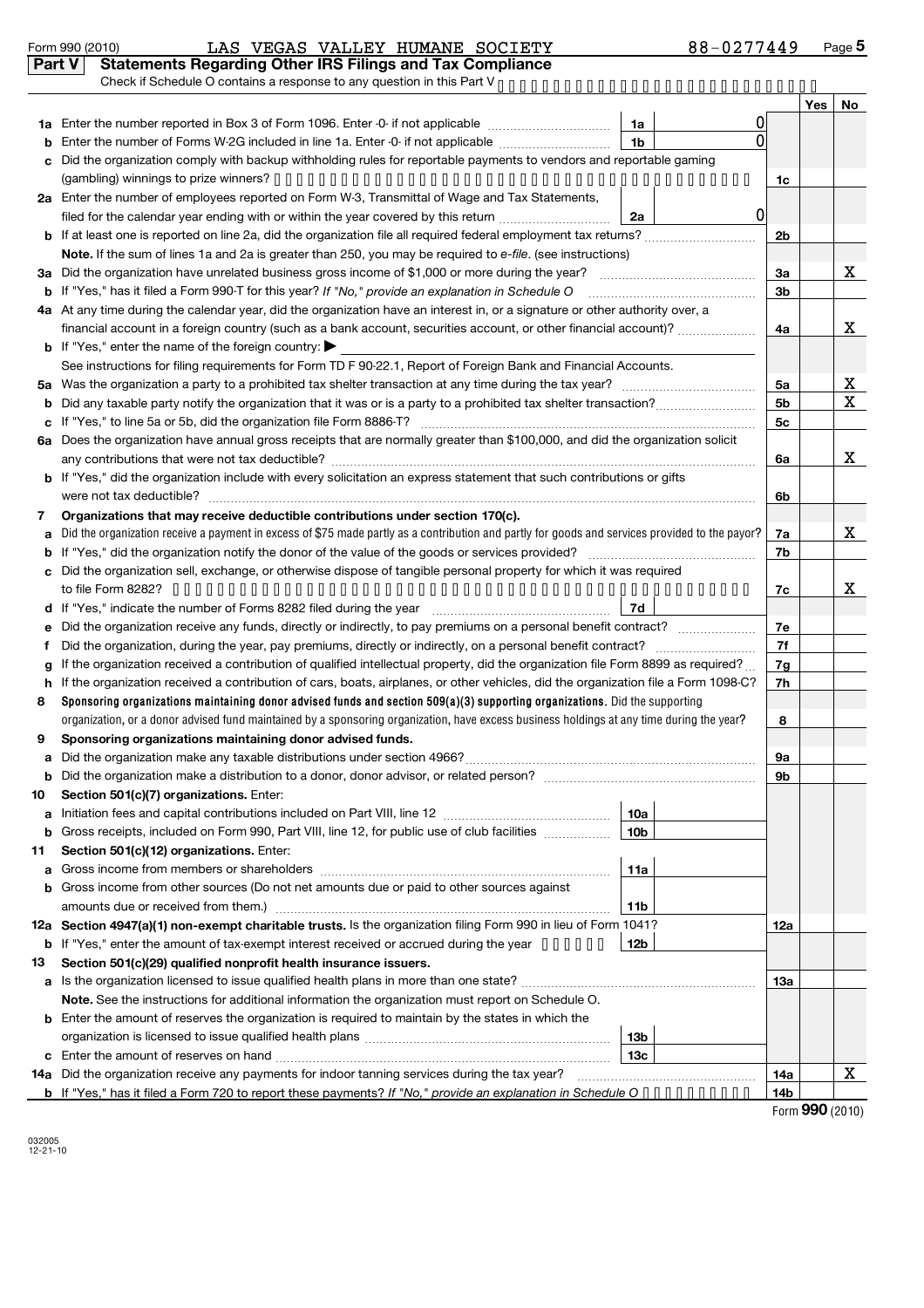Form 990 (2010) LAS VEGAS VALLEY HUMANE SOCIETY 88-0277449 Page **5**

## Part V Statements Regarding Other IRS Filings and Tax Compliance

Check if Schedule O contains a response to any question in this Part V

| | | | | | Yes | No |
|---|---|---|---|---|---|---|
| **1a** | Enter the number reported in Box 3 of Form 1096. Enter -0- if not applicable | 1a | 0 | | | |
| **b** | Enter the number of Forms W-2G included in line 1a. Enter -0- if not applicable | 1b | 0 | | | |
| **c** | Did the organization comply with backup withholding rules for reportable payments to vendors and reportable gaming (gambling) winnings to prize winners? | | | 1c | | |
| **2a** | Enter the number of employees reported on Form W-3, Transmittal of Wage and Tax Statements, filed for the calendar year ending with or within the year covered by this return | 2a | 0 | | | |
| **b** | If at least one is reported on line 2a, did the organization file all required federal employment tax returns? | | | 2b | | |
| | **Note.** If the sum of lines 1a and 2a is greater than 250, you may be required to *e-file*. (see instructions) | | | | | |
| **3a** | Did the organization have unrelated business gross income of $1,000 or more during the year? | | | 3a | | X |
| **b** | If "Yes," has it filed a Form 990-T for this year? *If "No," provide an explanation in Schedule O* | | | 3b | | |
| **4a** | At any time during the calendar year, did the organization have an interest in, or a signature or other authority over, a financial account in a foreign country (such as a bank account, securities account, or other financial account)? | | | 4a | | X |
| **b** | If "Yes," enter the name of the foreign country: ▶ | | | | | |
| | See instructions for filing requirements for Form TD F 90-22.1, Report of Foreign Bank and Financial Accounts. | | | | | |
| **5a** | Was the organization a party to a prohibited tax shelter transaction at any time during the tax year? | | | 5a | | X |
| **b** | Did any taxable party notify the organization that it was or is a party to a prohibited tax shelter transaction? | | | 5b | | X |
| **c** | If "Yes," to line 5a or 5b, did the organization file Form 8886-T? | | | 5c | | |
| **6a** | Does the organization have annual gross receipts that are normally greater than $100,000, and did the organization solicit any contributions that were not tax deductible? | | | 6a | | X |
| **b** | If "Yes," did the organization include with every solicitation an express statement that such contributions or gifts were not tax deductible? | | | 6b | | |
| **7** | **Organizations that may receive deductible contributions under section 170(c).** | | | | | |
| **a** | Did the organization receive a payment in excess of $75 made partly as a contribution and partly for goods and services provided to the payor? | | | 7a | | X |
| **b** | If "Yes," did the organization notify the donor of the value of the goods or services provided? | | | 7b | | |
| **c** | Did the organization sell, exchange, or otherwise dispose of tangible personal property for which it was required to file Form 8282? | | | 7c | | X |
| **d** | If "Yes," indicate the number of Forms 8282 filed during the year | 7d | | | | |
| **e** | Did the organization receive any funds, directly or indirectly, to pay premiums on a personal benefit contract? | | | 7e | | |
| **f** | Did the organization, during the year, pay premiums, directly or indirectly, on a personal benefit contract? | | | 7f | | |
| **g** | If the organization received a contribution of qualified intellectual property, did the organization file Form 8899 as required? | | | 7g | | |
| **h** | If the organization received a contribution of cars, boats, airplanes, or other vehicles, did the organization file a Form 1098-C? | | | 7h | | |
| **8** | **Sponsoring organizations maintaining donor advised funds and section 509(a)(3) supporting organizations.** Did the supporting organization, or a donor advised fund maintained by a sponsoring organization, have excess business holdings at any time during the year? | | | 8 | | |
| **9** | **Sponsoring organizations maintaining donor advised funds.** | | | | | |
| **a** | Did the organization make any taxable distributions under section 4966? | | | 9a | | |
| **b** | Did the organization make a distribution to a donor, donor advisor, or related person? | | | 9b | | |
| **10** | **Section 501(c)(7) organizations.** Enter: | | | | | |
| **a** | Initiation fees and capital contributions included on Part VIII, line 12 | 10a | | | | |
| **b** | Gross receipts, included on Form 990, Part VIII, line 12, for public use of club facilities | 10b | | | | |
| **11** | **Section 501(c)(12) organizations.** Enter: | | | | | |
| **a** | Gross income from members or shareholders | 11a | | | | |
| **b** | Gross income from other sources (Do not net amounts due or paid to other sources against amounts due or received from them.) | 11b | | | | |
| **12a** | **Section 4947(a)(1) non-exempt charitable trusts.** Is the organization filing Form 990 in lieu of Form 1041? | | | 12a | | |
| **b** | If "Yes," enter the amount of tax-exempt interest received or accrued during the year | 12b | | | | |
| **13** | **Section 501(c)(29) qualified nonprofit health insurance issuers.** | | | | | |
| **a** | Is the organization licensed to issue qualified health plans in more than one state? | | | 13a | | |
| | **Note.** See the instructions for additional information the organization must report on Schedule O. | | | | | |
| **b** | Enter the amount of reserves the organization is required to maintain by the states in which the organization is licensed to issue qualified health plans | 13b | | | | |
| **c** | Enter the amount of reserves on hand | 13c | | | | |
| **14a** | Did the organization receive any payments for indoor tanning services during the tax year? | | | 14a | | X |
| **b** | If "Yes," has it filed a Form 720 to report these payments? *If "No," provide an explanation in Schedule O* | | | 14b | | |

Form **990** (2010)

032005
12-21-10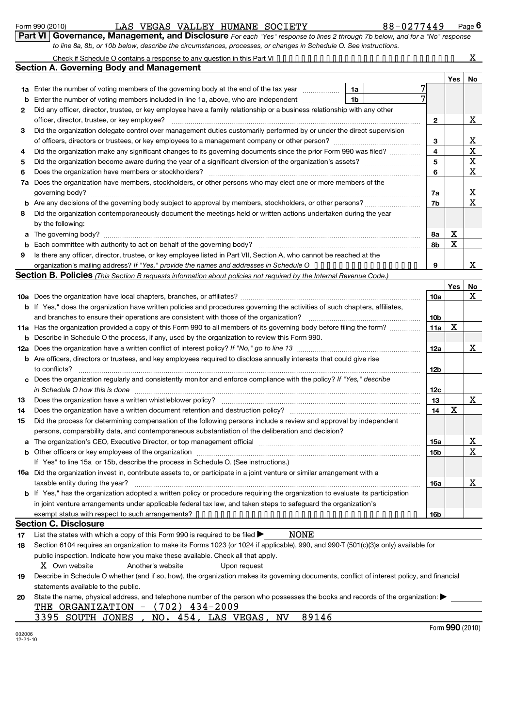Form 990 (2010) LAS VEGAS VALLEY HUMANE SOCIETY 88-0277449 Page 6

**Part VI | Governance, Management, and Disclosure** *For each "Yes" response to lines 2 through 7b below, and for a "No" response to line 8a, 8b, or 10b below, describe the circumstances, processes, or changes in Schedule O. See instructions.*

Check if Schedule O contains a response to any question in this Part VI ..... X

## Section A. Governing Body and Management

| | | | | Yes | No |
|---|---|---|---|---|---|
| 1a | Enter the number of voting members of the governing body at the end of the tax year | 1a | 7 | | |
| b | Enter the number of voting members included in line 1a, above, who are independent | 1b | 7 | | |
| 2 | Did any officer, director, trustee, or key employee have a family relationship or a business relationship with any other officer, director, trustee, or key employee? | 2 | | | X |
| 3 | Did the organization delegate control over management duties customarily performed by or under the direct supervision of officers, directors or trustees, or key employees to a management company or other person? | 3 | | | X |
| 4 | Did the organization make any significant changes to its governing documents since the prior Form 990 was filed? | 4 | | | X |
| 5 | Did the organization become aware during the year of a significant diversion of the organization's assets? | 5 | | | X |
| 6 | Does the organization have members or stockholders? | 6 | | | X |
| 7a | Does the organization have members, stockholders, or other persons who may elect one or more members of the governing body? | 7a | | | X |
| b | Are any decisions of the governing body subject to approval by members, stockholders, or other persons? | 7b | | | X |
| 8 | Did the organization contemporaneously document the meetings held or written actions undertaken during the year by the following: | | | | |
| a | The governing body? | 8a | | X | |
| b | Each committee with authority to act on behalf of the governing body? | 8b | | X | |
| 9 | Is there any officer, director, trustee, or key employee listed in Part VII, Section A, who cannot be reached at the organization's mailing address? *If "Yes," provide the names and addresses in Schedule O* | 9 | | | X |

## Section B. Policies *(This Section B requests information about policies not required by the Internal Revenue Code.)*

| | | | Yes | No |
|---|---|---|---|---|
| 10a | Does the organization have local chapters, branches, or affiliates? | 10a | | X |
| b | If "Yes," does the organization have written policies and procedures governing the activities of such chapters, affiliates, and branches to ensure their operations are consistent with those of the organization? | 10b | | |
| 11a | Has the organization provided a copy of this Form 990 to all members of its governing body before filing the form? | 11a | X | |
| b | Describe in Schedule O the process, if any, used by the organization to review this Form 990. | | | |
| 12a | Does the organization have a written conflict of interest policy? *If "No," go to line 13* | 12a | | X |
| b | Are officers, directors or trustees, and key employees required to disclose annually interests that could give rise to conflicts? | 12b | | |
| c | Does the organization regularly and consistently monitor and enforce compliance with the policy? *If "Yes," describe in Schedule O how this is done* | 12c | | |
| 13 | Does the organization have a written whistleblower policy? | 13 | | X |
| 14 | Does the organization have a written document retention and destruction policy? | 14 | X | |
| 15 | Did the process for determining compensation of the following persons include a review and approval by independent persons, comparability data, and contemporaneous substantiation of the deliberation and decision? | | | |
| a | The organization's CEO, Executive Director, or top management official | 15a | | X |
| b | Other officers or key employees of the organization | 15b | | X |
| | If "Yes" to line 15a or 15b, describe the process in Schedule O. (See instructions.) | | | |
| 16a | Did the organization invest in, contribute assets to, or participate in a joint venture or similar arrangement with a taxable entity during the year? | 16a | | X |
| b | If "Yes," has the organization adopted a written policy or procedure requiring the organization to evaluate its participation in joint venture arrangements under applicable federal tax law, and taken steps to safeguard the organization's exempt status with respect to such arrangements? | 16b | | |

## Section C. Disclosure

17 List the states with which a copy of this Form 990 is required to be filed ▶ NONE

18 Section 6104 requires an organization to make its Forms 1023 (or 1024 if applicable), 990, and 990-T (501(c)(3)s only) available for public inspection. Indicate how you make these available. Check all that apply.

X Own website   Another's website   Upon request

19 Describe in Schedule O whether (and if so, how), the organization makes its governing documents, conflict of interest policy, and financial statements available to the public.

20 State the name, physical address, and telephone number of the person who possesses the books and records of the organization: ▶

THE ORGANIZATION - (702) 434-2009
3395 SOUTH JONES , NO. 454, LAS VEGAS, NV 89146

032006 12-21-10

Form **990** (2010)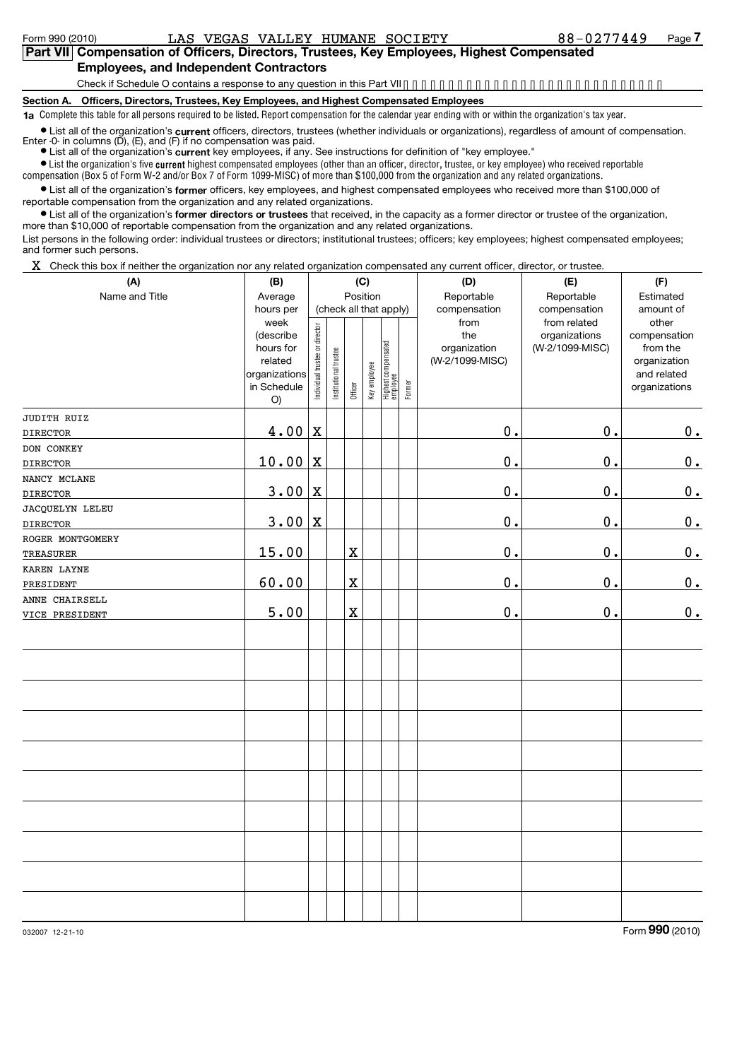Form 990 (2010) LAS VEGAS VALLEY HUMANE SOCIETY 88-0277449

## Part VII Compensation of Officers, Directors, Trustees, Key Employees, Highest Compensated Employees, and Independent Contractors

Check if Schedule O contains a response to any question in this Part VII

### Section A. Officers, Directors, Trustees, Key Employees, and Highest Compensated Employees

**1a** Complete this table for all persons required to be listed. Report compensation for the calendar year ending with or within the organization's tax year.

- List all of the organization's **current** officers, directors, trustees (whether individuals or organizations), regardless of amount of compensation. Enter -0- in columns (D), (E), and (F) if no compensation was paid.
- List all of the organization's **current** key employees, if any. See instructions for definition of "key employee."
- List the organization's five **current** highest compensated employees (other than an officer, director, trustee, or key employee) who received reportable compensation (Box 5 of Form W-2 and/or Box 7 of Form 1099-MISC) of more than $100,000 from the organization and any related organizations.
- List all of the organization's **former** officers, key employees, and highest compensated employees who received more than $100,000 of reportable compensation from the organization and any related organizations.
- List all of the organization's **former directors or trustees** that received, in the capacity as a former director or trustee of the organization, more than $10,000 of reportable compensation from the organization and any related organizations.

List persons in the following order: individual trustees or directors; institutional trustees; officers; key employees; highest compensated employees; and former such persons.

X Check this box if neither the organization nor any related organization compensated any current officer, director, or trustee.

| (A) Name and Title | (B) Average hours per week (describe hours for related organizations in Schedule O) | (C) Position (check all that apply) Individual trustee or director | Institutional trustee | Officer | Key employee | Highest compensated employee | Former | (D) Reportable compensation from the organization (W-2/1099-MISC) | (E) Reportable compensation from related organizations (W-2/1099-MISC) | (F) Estimated amount of other compensation from the organization and related organizations |
|---|---|---|---|---|---|---|---|---|---|---|
| JUDITH RUIZ<br>DIRECTOR | 4.00 | X | | | | | | 0. | 0. | 0. |
| DON CONKEY<br>DIRECTOR | 10.00 | X | | | | | | 0. | 0. | 0. |
| NANCY MCLANE<br>DIRECTOR | 3.00 | X | | | | | | 0. | 0. | 0. |
| JACQUELYN LELEU<br>DIRECTOR | 3.00 | X | | | | | | 0. | 0. | 0. |
| ROGER MONTGOMERY<br>TREASURER | 15.00 | | | X | | | | 0. | 0. | 0. |
| KAREN LAYNE<br>PRESIDENT | 60.00 | | | X | | | | 0. | 0. | 0. |
| ANNE CHAIRSELL<br>VICE PRESIDENT | 5.00 | | | X | | | | 0. | 0. | 0. |

032007 12-21-10

Form **990** (2010)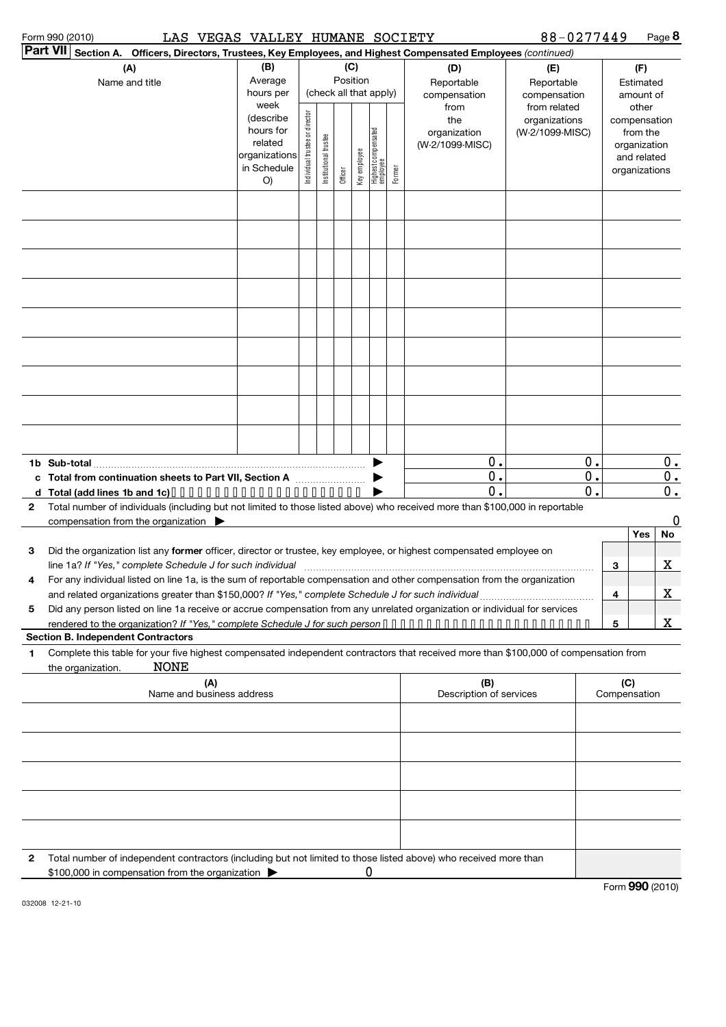Form 990 (2010) LAS VEGAS VALLEY HUMANE SOCIETY 88-0277449 Page 8

**Part VII Section A. Officers, Directors, Trustees, Key Employees, and Highest Compensated Employees** *(continued)*

| (A) Name and title | (B) Average hours per week (describe hours for related organizations in Schedule O) | (C) Position (check all that apply): Individual trustee or director | Institutional trustee | Officer | Key employee | Highest compensated employee | Former | (D) Reportable compensation from the organization (W-2/1099-MISC) | (E) Reportable compensation from related organizations (W-2/1099-MISC) | (F) Estimated amount of other compensation from the organization and related organizations |
|---|---|---|---|---|---|---|---|---|---|---|
| | | | | | | | | | | |
| | | | | | | | | | | |
| | | | | | | | | | | |
| | | | | | | | | | | |
| | | | | | | | | | | |
| | | | | | | | | | | |
| | | | | | | | | | | |
| | | | | | | | | | | |
| | | | | | | | | | | |
| **1b Sub-total** | | | | | | | | 0. | 0. | 0. |
| **c Total from continuation sheets to Part VII, Section A** | | | | | | | | 0. | 0. | 0. |
| **d Total (add lines 1b and 1c)** | | | | | | | | 0. | 0. | 0. |

**2** Total number of individuals (including but not limited to those listed above) who received more than $100,000 in reportable compensation from the organization ▶ 0

| | | Yes | No |
|---|---|---|---|
| **3** Did the organization list any **former** officer, director or trustee, key employee, or highest compensated employee on line 1a? *If "Yes," complete Schedule J for such individual* | 3 | | X |
| **4** For any individual listed on line 1a, is the sum of reportable compensation and other compensation from the organization and related organizations greater than $150,000? *If "Yes," complete Schedule J for such individual* | 4 | | X |
| **5** Did any person listed on line 1a receive or accrue compensation from any unrelated organization or individual for services rendered to the organization? *If "Yes," complete Schedule J for such person* | 5 | | X |

**Section B. Independent Contractors**

**1** Complete this table for your five highest compensated independent contractors that received more than $100,000 of compensation from the organization. NONE

| (A) Name and business address | (B) Description of services | (C) Compensation |
|---|---|---|
| | | |
| | | |
| | | |
| | | |
| | | |

**2** Total number of independent contractors (including but not limited to those listed above) who received more than $100,000 in compensation from the organization ▶ 0

Form **990** (2010)

032008 12-21-10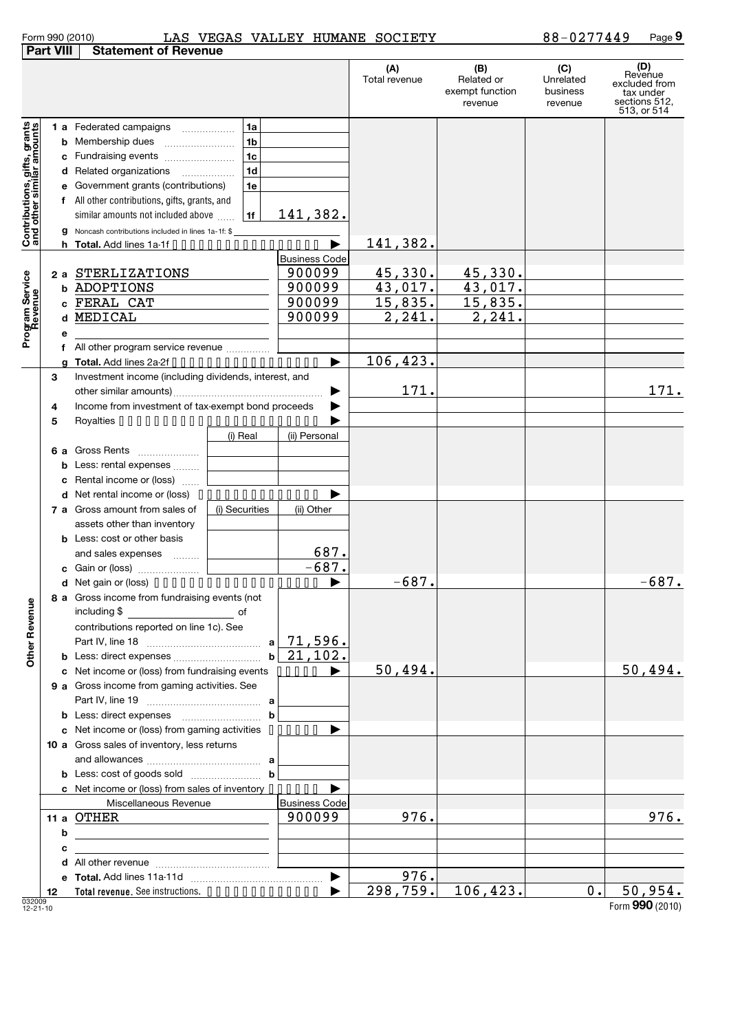Form 990 (2010) LAS VEGAS VALLEY HUMANE SOCIETY 88-0277449 Page **9**

## Part VIII Statement of Revenue

| | | | | (A) Total revenue | (B) Related or exempt function revenue | (C) Unrelated business revenue | (D) Revenue excluded from tax under sections 512, 513, or 514 |
|---|---|---|---|---|---|---|---|
| **Contributions, gifts, grants and other similar amounts** | **1 a** Federated campaigns | 1a | | | | | |
| | **b** Membership dues | 1b | | | | | |
| | **c** Fundraising events | 1c | | | | | |
| | **d** Related organizations | 1d | | | | | |
| | **e** Government grants (contributions) | 1e | | | | | |
| | **f** All other contributions, gifts, grants, and similar amounts not included above | 1f | 141,382. | | | | |
| | **g** Noncash contributions included in lines 1a-1f: $ | | | | | | |
| | **h Total.** Add lines 1a-1f | | ▶ | 141,382. | | | |
| **Program Service Revenue** | | | Business Code | | | | |
| | **2 a** STERLIZATIONS | | 900099 | 45,330. | 45,330. | | |
| | **b** ADOPTIONS | | 900099 | 43,017. | 43,017. | | |
| | **c** FERAL CAT | | 900099 | 15,835. | 15,835. | | |
| | **d** MEDICAL | | 900099 | 2,241. | 2,241. | | |
| | **e** | | | | | | |
| | **f** All other program service revenue | | | | | | |
| | **g Total.** Add lines 2a-2f | | ▶ | 106,423. | | | |
| **Other Revenue** | **3** Investment income (including dividends, interest, and other similar amounts) | | ▶ | 171. | | | 171. |
| | **4** Income from investment of tax-exempt bond proceeds | | ▶ | | | | |
| | **5** Royalties | | ▶ | | | | |
| | | (i) Real | (ii) Personal | | | | |
| | **6 a** Gross Rents | | | | | | |
| | **b** Less: rental expenses | | | | | | |
| | **c** Rental income or (loss) | | | | | | |
| | **d** Net rental income or (loss) | | ▶ | | | | |
| | **7 a** Gross amount from sales of assets other than inventory | (i) Securities | (ii) Other | | | | |
| | **b** Less: cost or other basis and sales expenses | | 687. | | | | |
| | **c** Gain or (loss) | | -687. | | | | |
| | **d** Net gain or (loss) | | ▶ | -687. | | | -687. |
| | **8 a** Gross income from fundraising events (not including $ of contributions reported on line 1c). See Part IV, line 18 | a | 71,596. | | | | |
| | **b** Less: direct expenses | b | 21,102. | | | | |
| | **c** Net income or (loss) from fundraising events | | ▶ | 50,494. | | | 50,494. |
| | **9 a** Gross income from gaming activities. See Part IV, line 19 | a | | | | | |
| | **b** Less: direct expenses | b | | | | | |
| | **c** Net income or (loss) from gaming activities | | ▶ | | | | |
| | **10 a** Gross sales of inventory, less returns and allowances | a | | | | | |
| | **b** Less: cost of goods sold | b | | | | | |
| | **c** Net income or (loss) from sales of inventory | | ▶ | | | | |
| | Miscellaneous Revenue | | Business Code | | | | |
| | **11 a** OTHER | | 900099 | 976. | | | 976. |
| | **b** | | | | | | |
| | **c** | | | | | | |
| | **d** All other revenue | | | | | | |
| | **e Total.** Add lines 11a-11d | | ▶ | 976. | | | |
| | **12 Total revenue.** See instructions. | | ▶ | 298,759. | 106,423. | 0. | 50,954. |

032009 12-21-10

Form **990** (2010)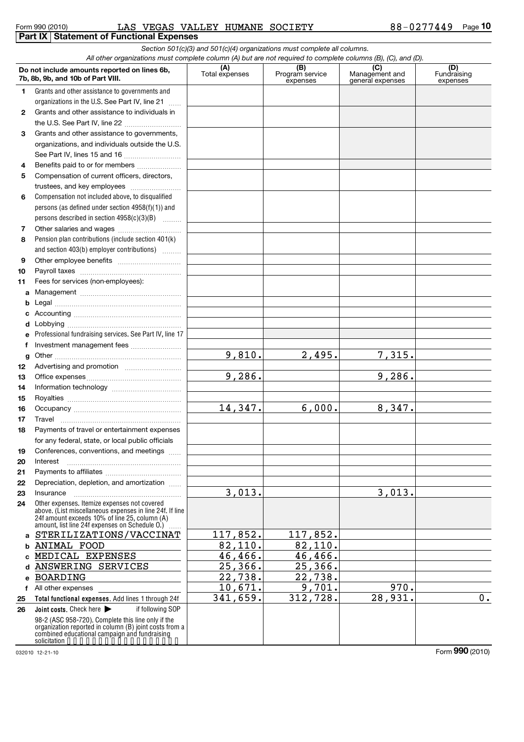Form 990 (2010) LAS VEGAS VALLEY HUMANE SOCIETY 88-0277449

## Part IX Statement of Functional Expenses

*Section 501(c)(3) and 501(c)(4) organizations must complete all columns.*
*All other organizations must complete column (A) but are not required to complete columns (B), (C), and (D).*

| | Do not include amounts reported on lines 6b, 7b, 8b, 9b, and 10b of Part VIII. | (A) Total expenses | (B) Program service expenses | (C) Management and general expenses | (D) Fundraising expenses |
|---|---|---|---|---|---|
| 1 | Grants and other assistance to governments and organizations in the U.S. See Part IV, line 21 | | | | |
| 2 | Grants and other assistance to individuals in the U.S. See Part IV, line 22 | | | | |
| 3 | Grants and other assistance to governments, organizations, and individuals outside the U.S. See Part IV, lines 15 and 16 | | | | |
| 4 | Benefits paid to or for members | | | | |
| 5 | Compensation of current officers, directors, trustees, and key employees | | | | |
| 6 | Compensation not included above, to disqualified persons (as defined under section 4958(f)(1)) and persons described in section 4958(c)(3)(B) | | | | |
| 7 | Other salaries and wages | | | | |
| 8 | Pension plan contributions (include section 401(k) and section 403(b) employer contributions) | | | | |
| 9 | Other employee benefits | | | | |
| 10 | Payroll taxes | | | | |
| 11 | Fees for services (non-employees): | | | | |
| a | Management | | | | |
| b | Legal | | | | |
| c | Accounting | | | | |
| d | Lobbying | | | | |
| e | Professional fundraising services. See Part IV, line 17 | | | | |
| f | Investment management fees | | | | |
| g | Other | 9,810. | 2,495. | 7,315. | |
| 12 | Advertising and promotion | | | | |
| 13 | Office expenses | 9,286. | | 9,286. | |
| 14 | Information technology | | | | |
| 15 | Royalties | | | | |
| 16 | Occupancy | 14,347. | 6,000. | 8,347. | |
| 17 | Travel | | | | |
| 18 | Payments of travel or entertainment expenses for any federal, state, or local public officials | | | | |
| 19 | Conferences, conventions, and meetings | | | | |
| 20 | Interest | | | | |
| 21 | Payments to affiliates | | | | |
| 22 | Depreciation, depletion, and amortization | | | | |
| 23 | Insurance | 3,013. | | 3,013. | |
| 24 | Other expenses. Itemize expenses not covered above. (List miscellaneous expenses in line 24f. If line 24f amount exceeds 10% of line 25, column (A) amount, list line 24f expenses on Schedule O.) | | | | |
| a | STERILIZATIONS/VACCINAT | 117,852. | 117,852. | | |
| b | ANIMAL FOOD | 82,110. | 82,110. | | |
| c | MEDICAL EXPENSES | 46,466. | 46,466. | | |
| d | ANSWERING SERVICES | 25,366. | 25,366. | | |
| e | BOARDING | 22,738. | 22,738. | | |
| f | All other expenses | 10,671. | 9,701. | 970. | |
| 25 | **Total functional expenses.** Add lines 1 through 24f | 341,659. | 312,728. | 28,931. | 0. |
| 26 | **Joint costs.** Check here ▶ ☐ if following SOP 98-2 (ASC 958-720). Complete this line only if the organization reported in column (B) joint costs from a combined educational campaign and fundraising solicitation | | | | |

032010 12-21-10

Form **990** (2010)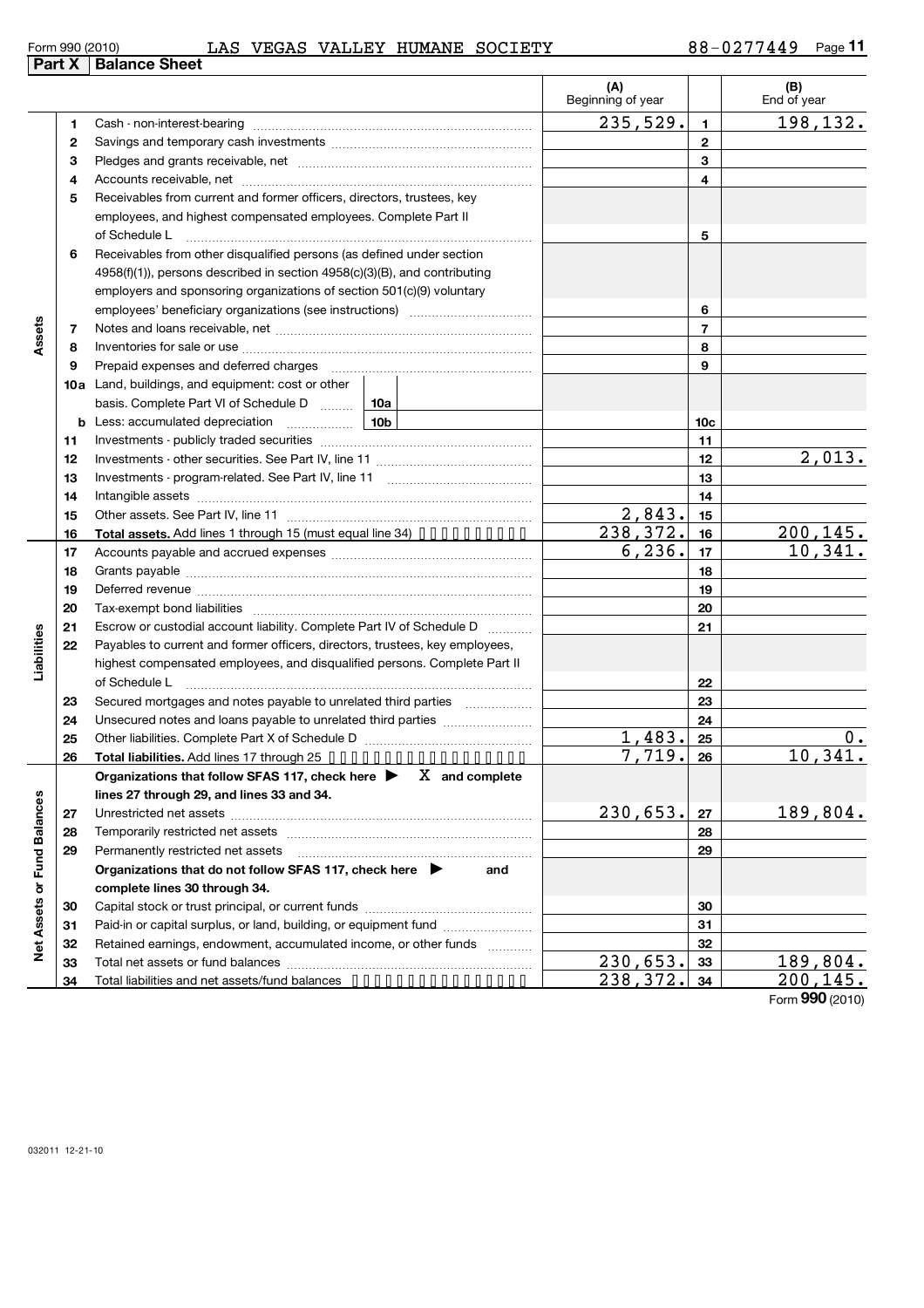Form 990 (2010) LAS VEGAS VALLEY HUMANE SOCIETY 88-0277449

## Part X | Balance Sheet

| | | | (A) Beginning of year | | (B) End of year |
|---|---|---|---|---|---|
| Assets | 1 | Cash - non-interest-bearing | 235,529. | 1 | 198,132. |
| | 2 | Savings and temporary cash investments | | 2 | |
| | 3 | Pledges and grants receivable, net | | 3 | |
| | 4 | Accounts receivable, net | | 4 | |
| | 5 | Receivables from current and former officers, directors, trustees, key employees, and highest compensated employees. Complete Part II of Schedule L | | 5 | |
| | 6 | Receivables from other disqualified persons (as defined under section 4958(f)(1)), persons described in section 4958(c)(3)(B), and contributing employers and sponsoring organizations of section 501(c)(9) voluntary employees' beneficiary organizations (see instructions) | | 6 | |
| | 7 | Notes and loans receivable, net | | 7 | |
| | 8 | Inventories for sale or use | | 8 | |
| | 9 | Prepaid expenses and deferred charges | | 9 | |
| | 10a | Land, buildings, and equipment: cost or other basis. Complete Part VI of Schedule D ... 10a | | | |
| | b | Less: accumulated depreciation ... 10b | | 10c | |
| | 11 | Investments - publicly traded securities | | 11 | |
| | 12 | Investments - other securities. See Part IV, line 11 | | 12 | 2,013. |
| | 13 | Investments - program-related. See Part IV, line 11 | | 13 | |
| | 14 | Intangible assets | | 14 | |
| | 15 | Other assets. See Part IV, line 11 | 2,843. | 15 | |
| | 16 | **Total assets.** Add lines 1 through 15 (must equal line 34) | 238,372. | 16 | 200,145. |
| Liabilities | 17 | Accounts payable and accrued expenses | 6,236. | 17 | 10,341. |
| | 18 | Grants payable | | 18 | |
| | 19 | Deferred revenue | | 19 | |
| | 20 | Tax-exempt bond liabilities | | 20 | |
| | 21 | Escrow or custodial account liability. Complete Part IV of Schedule D | | 21 | |
| | 22 | Payables to current and former officers, directors, trustees, key employees, highest compensated employees, and disqualified persons. Complete Part II of Schedule L | | 22 | |
| | 23 | Secured mortgages and notes payable to unrelated third parties | | 23 | |
| | 24 | Unsecured notes and loans payable to unrelated third parties | | 24 | |
| | 25 | Other liabilities. Complete Part X of Schedule D | 1,483. | 25 | 0. |
| | 26 | **Total liabilities.** Add lines 17 through 25 | 7,719. | 26 | 10,341. |
| Net Assets or Fund Balances | | **Organizations that follow SFAS 117, check here ▶ X and complete lines 27 through 29, and lines 33 and 34.** | | | |
| | 27 | Unrestricted net assets | 230,653. | 27 | 189,804. |
| | 28 | Temporarily restricted net assets | | 28 | |
| | 29 | Permanently restricted net assets | | 29 | |
| | | **Organizations that do not follow SFAS 117, check here ▶ and complete lines 30 through 34.** | | | |
| | 30 | Capital stock or trust principal, or current funds | | 30 | |
| | 31 | Paid-in or capital surplus, or land, building, or equipment fund | | 31 | |
| | 32 | Retained earnings, endowment, accumulated income, or other funds | | 32 | |
| | 33 | Total net assets or fund balances | 230,653. | 33 | 189,804. |
| | 34 | Total liabilities and net assets/fund balances | 238,372. | 34 | 200,145. |

Form **990** (2010)

032011 12-21-10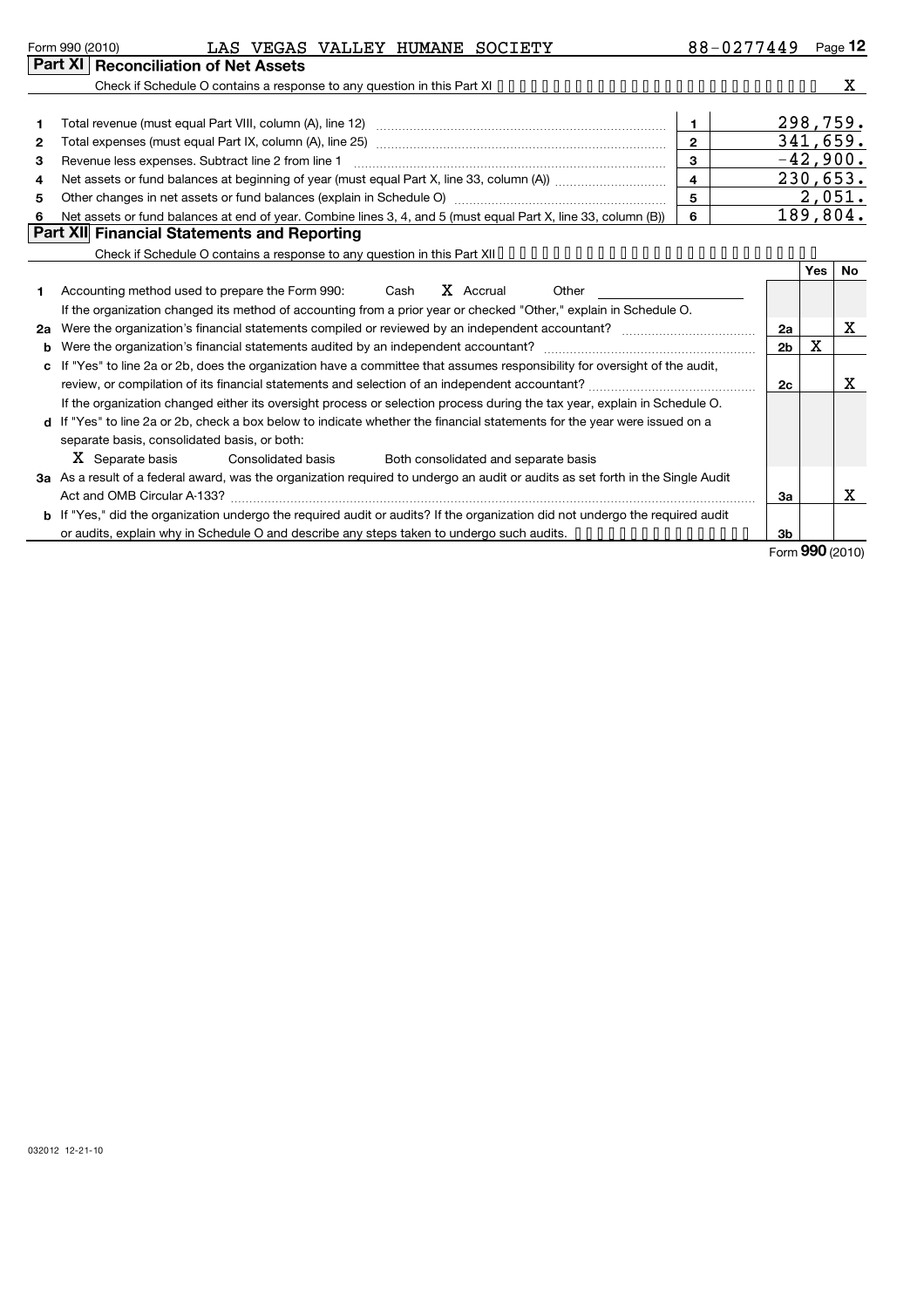Form 990 (2010) LAS VEGAS VALLEY HUMANE SOCIETY 88-0277449

## Part XI Reconciliation of Net Assets

Check if Schedule O contains a response to any question in this Part XI .......... X

| | | | |
|---|---|---|---|
| 1 | Total revenue (must equal Part VIII, column (A), line 12) | 1 | 298,759. |
| 2 | Total expenses (must equal Part IX, column (A), line 25) | 2 | 341,659. |
| 3 | Revenue less expenses. Subtract line 2 from line 1 | 3 | -42,900. |
| 4 | Net assets or fund balances at beginning of year (must equal Part X, line 33, column (A)) | 4 | 230,653. |
| 5 | Other changes in net assets or fund balances (explain in Schedule O) | 5 | 2,051. |
| 6 | Net assets or fund balances at end of year. Combine lines 3, 4, and 5 (must equal Part X, line 33, column (B)) | 6 | 189,804. |

## Part XII Financial Statements and Reporting

Check if Schedule O contains a response to any question in this Part XII ..........

| | | | Yes | No |
|---|---|---|---|---|
| 1 | Accounting method used to prepare the Form 990: Cash X Accrual Other | | | |
| | If the organization changed its method of accounting from a prior year or checked "Other," explain in Schedule O. | | | |
| 2a | Were the organization's financial statements compiled or reviewed by an independent accountant? | 2a | | X |
| b | Were the organization's financial statements audited by an independent accountant? | 2b | X | |
| c | If "Yes" to line 2a or 2b, does the organization have a committee that assumes responsibility for oversight of the audit, review, or compilation of its financial statements and selection of an independent accountant? | 2c | | X |
| | If the organization changed either its oversight process or selection process during the tax year, explain in Schedule O. | | | |
| d | If "Yes" to line 2a or 2b, check a box below to indicate whether the financial statements for the year were issued on a separate basis, consolidated basis, or both: X Separate basis Consolidated basis Both consolidated and separate basis | | | |
| 3a | As a result of a federal award, was the organization required to undergo an audit or audits as set forth in the Single Audit Act and OMB Circular A-133? | 3a | | X |
| b | If "Yes," did the organization undergo the required audit or audits? If the organization did not undergo the required audit or audits, explain why in Schedule O and describe any steps taken to undergo such audits. | 3b | | |

Form **990** (2010)

032012 12-21-10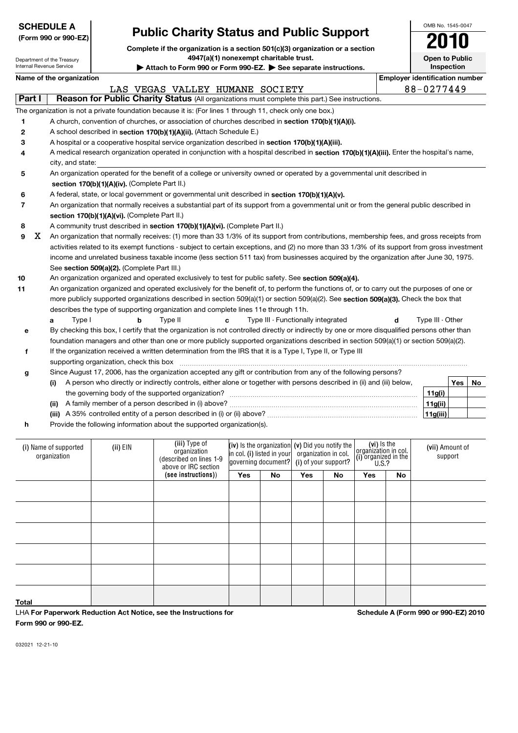**SCHEDULE A**
**(Form 990 or 990-EZ)**

Department of the Treasury
Internal Revenue Service

# Public Charity Status and Public Support

**Complete if the organization is a section 501(c)(3) organization or a section 4947(a)(1) nonexempt charitable trust.**

**▶ Attach to Form 990 or Form 990-EZ. ▶ See separate instructions.**

OMB No. 1545-0047

**2010**

**Open to Public Inspection**

**Name of the organization**: LAS VEGAS VALLEY HUMANE SOCIETY

**Employer identification number**: 88-0277449

## Part I Reason for Public Charity Status (All organizations must complete this part.) See instructions.

The organization is not a private foundation because it is: (For lines 1 through 11, check only one box.)

1. A church, convention of churches, or association of churches described in **section 170(b)(1)(A)(i).**
2. A school described in **section 170(b)(1)(A)(ii).** (Attach Schedule E.)
3. A hospital or a cooperative hospital service organization described in **section 170(b)(1)(A)(iii).**
4. A medical research organization operated in conjunction with a hospital described in **section 170(b)(1)(A)(iii).** Enter the hospital's name, city, and state:
5. An organization operated for the benefit of a college or university owned or operated by a governmental unit described in **section 170(b)(1)(A)(iv).** (Complete Part II.)
6. A federal, state, or local government or governmental unit described in **section 170(b)(1)(A)(v).**
7. An organization that normally receives a substantial part of its support from a governmental unit or from the general public described in **section 170(b)(1)(A)(vi).** (Complete Part II.)
8. A community trust described in **section 170(b)(1)(A)(vi).** (Complete Part II.)
9. X An organization that normally receives: (1) more than 33 1/3% of its support from contributions, membership fees, and gross receipts from activities related to its exempt functions - subject to certain exceptions, and (2) no more than 33 1/3% of its support from gross investment income and unrelated business taxable income (less section 511 tax) from businesses acquired by the organization after June 30, 1975. See **section 509(a)(2).** (Complete Part III.)
10. An organization organized and operated exclusively to test for public safety. See **section 509(a)(4).**
11. An organization organized and operated exclusively for the benefit of, to perform the functions of, or to carry out the purposes of one or more publicly supported organizations described in section 509(a)(1) or section 509(a)(2). See **section 509(a)(3).** Check the box that describes the type of supporting organization and complete lines 11e through 11h.

   **a** Type I  **b** Type II  **c** Type III - Functionally integrated  **d** Type III - Other

   **e** By checking this box, I certify that the organization is not controlled directly or indirectly by one or more disqualified persons other than foundation managers and other than one or more publicly supported organizations described in section 509(a)(1) or section 509(a)(2).

   **f** If the organization received a written determination from the IRS that it is a Type I, Type II, or Type III supporting organization, check this box

   **g** Since August 17, 2006, has the organization accepted any gift or contribution from any of the following persons?

| | | Yes | No |
|---|---|---|---|
| **(i)** A person who directly or indirectly controls, either alone or together with persons described in (ii) and (iii) below, the governing body of the supported organization? | **11g(i)** | | |
| **(ii)** A family member of a person described in (i) above? | **11g(ii)** | | |
| **(iii)** A 35% controlled entity of a person described in (i) or (ii) above? | **11g(iii)** | | |

   **h** Provide the following information about the supported organization(s).

| (i) Name of supported organization | (ii) EIN | (iii) Type of organization (described on lines 1-9 above or IRC section (see instructions)) | (iv) Is the organization in col. (i) listed in your governing document? | | (v) Did you notify the organization in col. (i) of your support? | | (vi) Is the organization in col. (i) organized in the U.S.? | | (vii) Amount of support |
|---|---|---|---|---|---|---|---|---|---|
| | | | Yes | No | Yes | No | Yes | No | |
| | | | | | | | | | |
| | | | | | | | | | |
| | | | | | | | | | |
| | | | | | | | | | |
| | | | | | | | | | |
| **Total** | | | | | | | | | |

LHA **For Paperwork Reduction Act Notice, see the Instructions for Form 990 or 990-EZ.**

**Schedule A (Form 990 or 990-EZ) 2010**

032021 12-21-10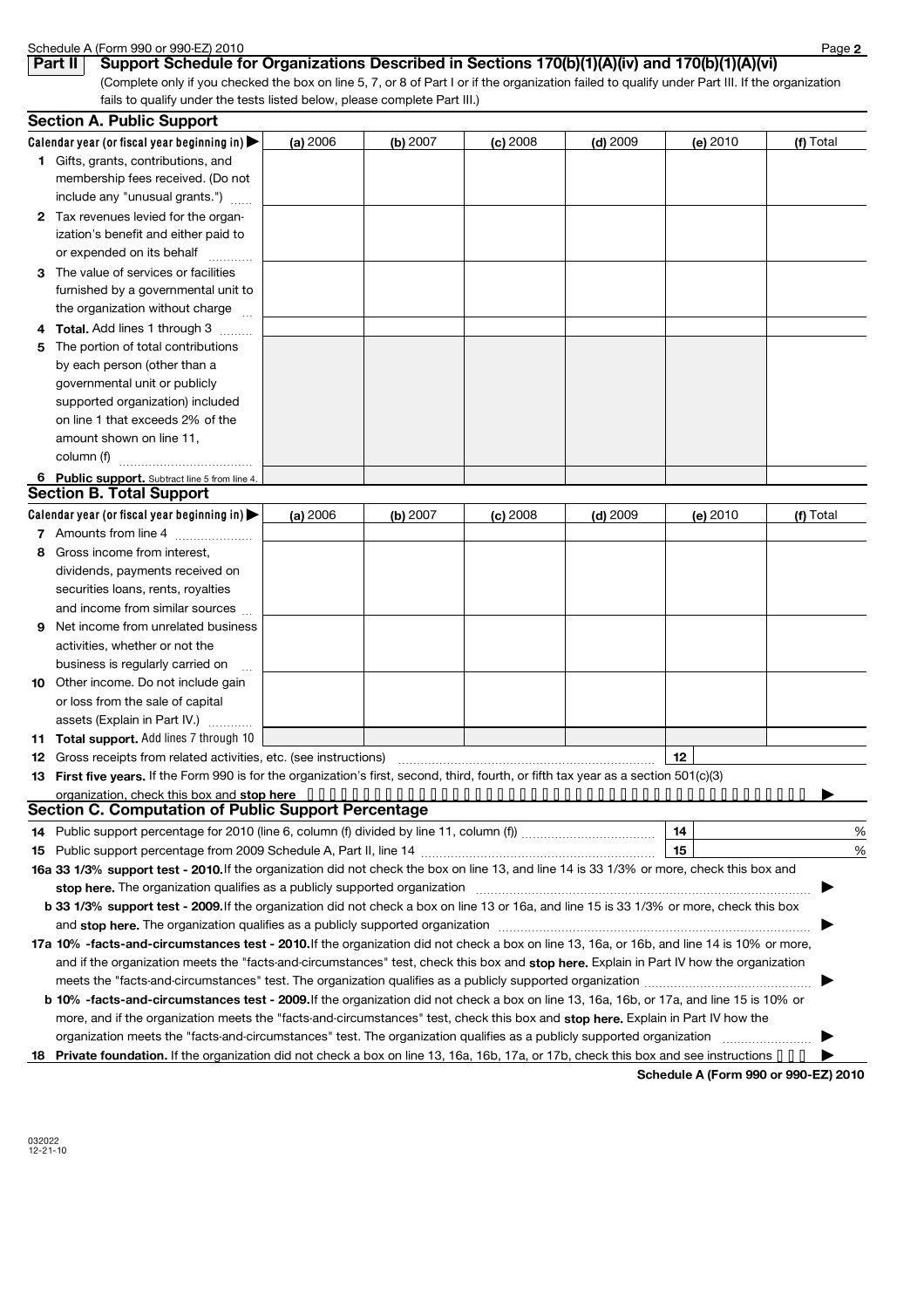Schedule A (Form 990 or 990-EZ) 2010

## Part II Support Schedule for Organizations Described in Sections 170(b)(1)(A)(iv) and 170(b)(1)(A)(vi)

(Complete only if you checked the box on line 5, 7, or 8 of Part I or if the organization failed to qualify under Part III. If the organization fails to qualify under the tests listed below, please complete Part III.)

### Section A. Public Support

| Calendar year (or fiscal year beginning in) ▶ | (a) 2006 | (b) 2007 | (c) 2008 | (d) 2009 | (e) 2010 | (f) Total |
|---|---|---|---|---|---|---|
| **1** Gifts, grants, contributions, and membership fees received. (Do not include any "unusual grants.") | | | | | | |
| **2** Tax revenues levied for the organization's benefit and either paid to or expended on its behalf | | | | | | |
| **3** The value of services or facilities furnished by a governmental unit to the organization without charge | | | | | | |
| **4** **Total.** Add lines 1 through 3 | | | | | | |
| **5** The portion of total contributions by each person (other than a governmental unit or publicly supported organization) included on line 1 that exceeds 2% of the amount shown on line 11, column (f) | | | | | | |
| **6** **Public support.** Subtract line 5 from line 4. | | | | | | |

### Section B. Total Support

| Calendar year (or fiscal year beginning in) ▶ | (a) 2006 | (b) 2007 | (c) 2008 | (d) 2009 | (e) 2010 | (f) Total |
|---|---|---|---|---|---|---|
| **7** Amounts from line 4 | | | | | | |
| **8** Gross income from interest, dividends, payments received on securities loans, rents, royalties and income from similar sources | | | | | | |
| **9** Net income from unrelated business activities, whether or not the business is regularly carried on | | | | | | |
| **10** Other income. Do not include gain or loss from the sale of capital assets (Explain in Part IV.) | | | | | | |
| **11** **Total support.** Add lines 7 through 10 | | | | | | |

**12** Gross receipts from related activities, etc. (see instructions) **12**

**13** **First five years.** If the Form 990 is for the organization's first, second, third, fourth, or fifth tax year as a section 501(c)(3) organization, check this box and **stop here** ▶

### Section C. Computation of Public Support Percentage

**14** Public support percentage for 2010 (line 6, column (f) divided by line 11, column (f)) **14** %

**15** Public support percentage from 2009 Schedule A, Part II, line 14 **15** %

**16a 33 1/3% support test - 2010.** If the organization did not check the box on line 13, and line 14 is 33 1/3% or more, check this box and **stop here.** The organization qualifies as a publicly supported organization ▶

**b 33 1/3% support test - 2009.** If the organization did not check a box on line 13 or 16a, and line 15 is 33 1/3% or more, check this box and **stop here.** The organization qualifies as a publicly supported organization ▶

**17a 10% -facts-and-circumstances test - 2010.** If the organization did not check a box on line 13, 16a, or 16b, and line 14 is 10% or more, and if the organization meets the "facts-and-circumstances" test, check this box and **stop here.** Explain in Part IV how the organization meets the "facts-and-circumstances" test. The organization qualifies as a publicly supported organization ▶

**b 10% -facts-and-circumstances test - 2009.** If the organization did not check a box on line 13, 16a, 16b, or 17a, and line 15 is 10% or more, and if the organization meets the "facts-and-circumstances" test, check this box and **stop here.** Explain in Part IV how the organization meets the "facts-and-circumstances" test. The organization qualifies as a publicly supported organization ▶

**18** **Private foundation.** If the organization did not check a box on line 13, 16a, 16b, 17a, or 17b, check this box and see instructions ▶

**Schedule A (Form 990 or 990-EZ) 2010**

032022
12-21-10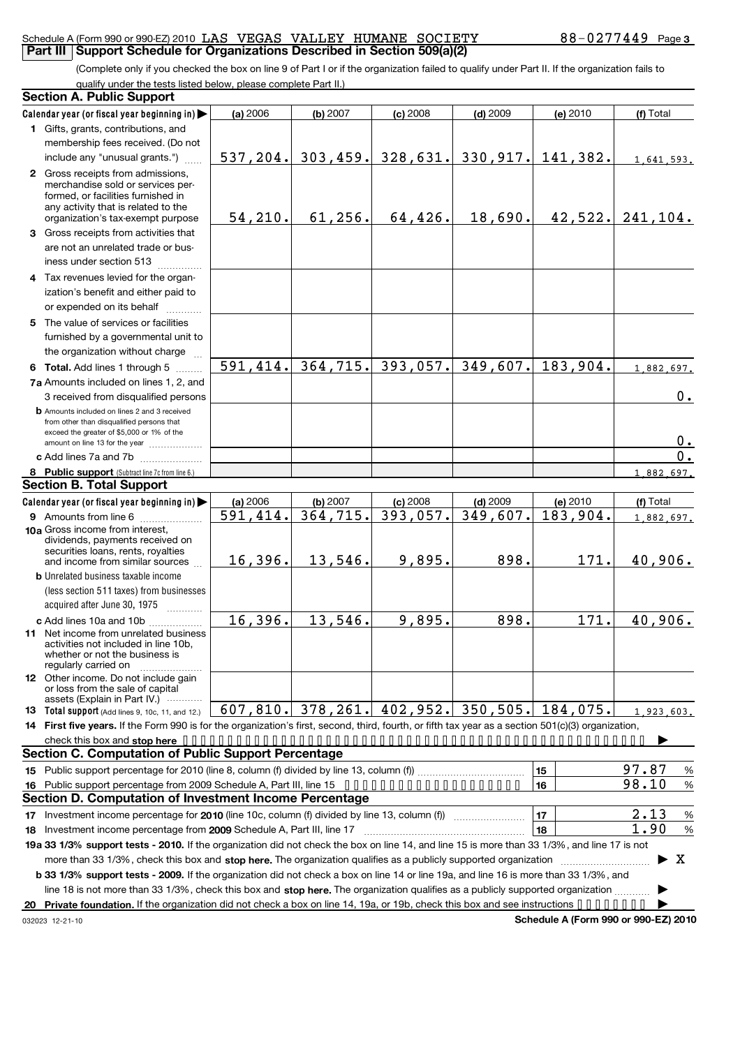Schedule A (Form 990 or 990-EZ) 2010 LAS VEGAS VALLEY HUMANE SOCIETY 88-0277449

**Part III Support Schedule for Organizations Described in Section 509(a)(2)**

(Complete only if you checked the box on line 9 of Part I or if the organization failed to qualify under Part II. If the organization fails to qualify under the tests listed below, please complete Part II.)

## Section A. Public Support

| Calendar year (or fiscal year beginning in) ▶ | (a) 2006 | (b) 2007 | (c) 2008 | (d) 2009 | (e) 2010 | (f) Total |
|---|---|---|---|---|---|---|
| 1 Gifts, grants, contributions, and membership fees received. (Do not include any "unusual grants.") | 537,204. | 303,459. | 328,631. | 330,917. | 141,382. | 1,641,593. |
| 2 Gross receipts from admissions, merchandise sold or services performed, or facilities furnished in any activity that is related to the organization's tax-exempt purpose | 54,210. | 61,256. | 64,426. | 18,690. | 42,522. | 241,104. |
| 3 Gross receipts from activities that are not an unrelated trade or business under section 513 | | | | | | |
| 4 Tax revenues levied for the organization's benefit and either paid to or expended on its behalf | | | | | | |
| 5 The value of services or facilities furnished by a governmental unit to the organization without charge | | | | | | |
| 6 **Total.** Add lines 1 through 5 | 591,414. | 364,715. | 393,057. | 349,607. | 183,904. | 1,882,697. |
| 7a Amounts included on lines 1, 2, and 3 received from disqualified persons | | | | | | 0. |
| b Amounts included on lines 2 and 3 received from other than disqualified persons that exceed the greater of $5,000 or 1% of the amount on line 13 for the year | | | | | | 0. |
| c Add lines 7a and 7b | | | | | | 0. |
| 8 **Public support** (Subtract line 7c from line 6.) | | | | | | 1,882,697. |

## Section B. Total Support

| Calendar year (or fiscal year beginning in) ▶ | (a) 2006 | (b) 2007 | (c) 2008 | (d) 2009 | (e) 2010 | (f) Total |
|---|---|---|---|---|---|---|
| 9 Amounts from line 6 | 591,414. | 364,715. | 393,057. | 349,607. | 183,904. | 1,882,697. |
| 10a Gross income from interest, dividends, payments received on securities loans, rents, royalties and income from similar sources | 16,396. | 13,546. | 9,895. | 898. | 171. | 40,906. |
| b Unrelated business taxable income (less section 511 taxes) from businesses acquired after June 30, 1975 | | | | | | |
| c Add lines 10a and 10b | 16,396. | 13,546. | 9,895. | 898. | 171. | 40,906. |
| 11 Net income from unrelated business activities not included in line 10b, whether or not the business is regularly carried on | | | | | | |
| 12 Other income. Do not include gain or loss from the sale of capital assets (Explain in Part IV.) | | | | | | |
| 13 **Total support** (Add lines 9, 10c, 11, and 12.) | 607,810. | 378,261. | 402,952. | 350,505. | 184,075. | 1,923,603. |

14 **First five years.** If the Form 990 is for the organization's first, second, third, fourth, or fifth tax year as a section 501(c)(3) organization, check this box and **stop here** ▶

## Section C. Computation of Public Support Percentage

| | | | |
|---|---|---|---|
| 15 | Public support percentage for 2010 (line 8, column (f) divided by line 13, column (f)) | 15 | 97.87 % |
| 16 | Public support percentage from 2009 Schedule A, Part III, line 15 | 16 | 98.10 % |

## Section D. Computation of Investment Income Percentage

| | | | |
|---|---|---|---|
| 17 | Investment income percentage for **2010** (line 10c, column (f) divided by line 13, column (f)) | 17 | 2.13 % |
| 18 | Investment income percentage from **2009** Schedule A, Part III, line 17 | 18 | 1.90 % |

19a **33 1/3% support tests - 2010.** If the organization did not check the box on line 14, and line 15 is more than 33 1/3%, and line 17 is not more than 33 1/3%, check this box and **stop here.** The organization qualifies as a publicly supported organization ▶ X

b **33 1/3% support tests - 2009.** If the organization did not check a box on line 14 or line 19a, and line 16 is more than 33 1/3%, and line 18 is not more than 33 1/3%, check this box and **stop here.** The organization qualifies as a publicly supported organization ▶

20 **Private foundation.** If the organization did not check a box on line 14, 19a, or 19b, check this box and see instructions ▶

032023 12-21-10

**Schedule A (Form 990 or 990-EZ) 2010**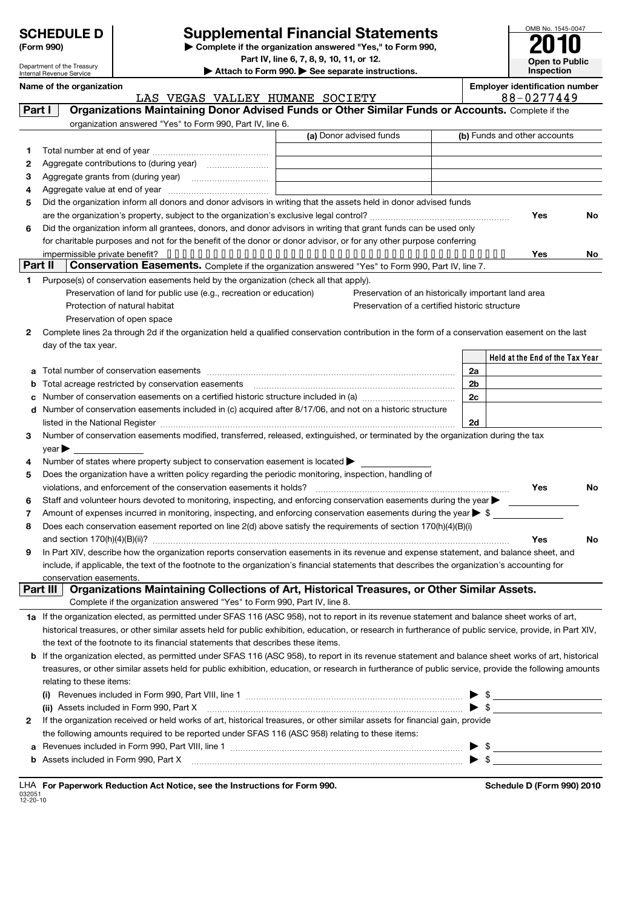# SCHEDULE D (Form 990)

Department of the Treasury
Internal Revenue Service

# Supplemental Financial Statements

▶ Complete if the organization answered "Yes," to Form 990, Part IV, line 6, 7, 8, 9, 10, 11, or 12.

▶ Attach to Form 990. ▶ See separate instructions.

OMB No. 1545-0047

**2010**

**Open to Public Inspection**

**Name of the organization**
LAS VEGAS VALLEY HUMANE SOCIETY

**Employer identification number**
88-0277449

## Part I — Organizations Maintaining Donor Advised Funds or Other Similar Funds or Accounts.

Complete if the organization answered "Yes" to Form 990, Part IV, line 6.

| | | (a) Donor advised funds | (b) Funds and other accounts |
|---|---|---|---|
| 1 | Total number at end of year | | |
| 2 | Aggregate contributions to (during year) | | |
| 3 | Aggregate grants from (during year) | | |
| 4 | Aggregate value at end of year | | |

5 Did the organization inform all donors and donor advisors in writing that the assets held in donor advised funds are the organization's property, subject to the organization's exclusive legal control? Yes No

6 Did the organization inform all grantees, donors, and donor advisors in writing that grant funds can be used only for charitable purposes and not for the benefit of the donor or donor advisor, or for any other purpose conferring impermissible private benefit? Yes No

## Part II — Conservation Easements.

Complete if the organization answered "Yes" to Form 990, Part IV, line 7.

1 Purpose(s) of conservation easements held by the organization (check all that apply).

- Preservation of land for public use (e.g., recreation or education)
- Protection of natural habitat
- Preservation of open space
- Preservation of an historically important land area
- Preservation of a certified historic structure

2 Complete lines 2a through 2d if the organization held a qualified conservation contribution in the form of a conservation easement on the last day of the tax year.

| | | | Held at the End of the Tax Year |
|---|---|---|---|
| a | Total number of conservation easements | 2a | |
| b | Total acreage restricted by conservation easements | 2b | |
| c | Number of conservation easements on a certified historic structure included in (a) | 2c | |
| d | Number of conservation easements included in (c) acquired after 8/17/06, and not on a historic structure listed in the National Register | 2d | |

3 Number of conservation easements modified, transferred, released, extinguished, or terminated by the organization during the tax year ▶

4 Number of states where property subject to conservation easement is located ▶

5 Does the organization have a written policy regarding the periodic monitoring, inspection, handling of violations, and enforcement of the conservation easements it holds? Yes No

6 Staff and volunteer hours devoted to monitoring, inspecting, and enforcing conservation easements during the year ▶

7 Amount of expenses incurred in monitoring, inspecting, and enforcing conservation easements during the year ▶ $

8 Does each conservation easement reported on line 2(d) above satisfy the requirements of section 170(h)(4)(B)(i) and section 170(h)(4)(B)(ii)? Yes No

9 In Part XIV, describe how the organization reports conservation easements in its revenue and expense statement, and balance sheet, and include, if applicable, the text of the footnote to the organization's financial statements that describes the organization's accounting for conservation easements.

## Part III — Organizations Maintaining Collections of Art, Historical Treasures, or Other Similar Assets.

Complete if the organization answered "Yes" to Form 990, Part IV, line 8.

1a If the organization elected, as permitted under SFAS 116 (ASC 958), not to report in its revenue statement and balance sheet works of art, historical treasures, or other similar assets held for public exhibition, education, or research in furtherance of public service, provide, in Part XIV, the text of the footnote to its financial statements that describes these items.

b If the organization elected, as permitted under SFAS 116 (ASC 958), to report in its revenue statement and balance sheet works of art, historical treasures, or other similar assets held for public exhibition, education, or research in furtherance of public service, provide the following amounts relating to these items:

(i) Revenues included in Form 990, Part VIII, line 1 ▶ $

(ii) Assets included in Form 990, Part X ▶ $

2 If the organization received or held works of art, historical treasures, or other similar assets for financial gain, provide the following amounts required to be reported under SFAS 116 (ASC 958) relating to these items:

a Revenues included in Form 990, Part VIII, line 1 ▶ $

b Assets included in Form 990, Part X ▶ $

LHA **For Paperwork Reduction Act Notice, see the Instructions for Form 990.**

032051
12-20-10

**Schedule D (Form 990) 2010**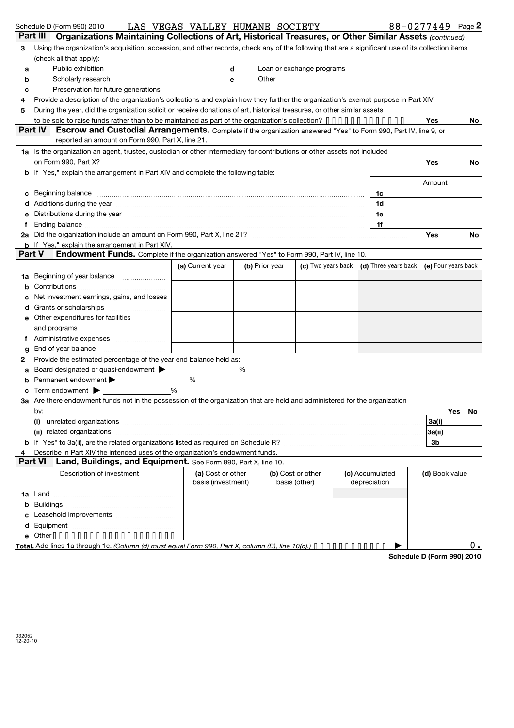Schedule D (Form 990) 2010 LAS VEGAS VALLEY HUMANE SOCIETY 88-0277449 Page 2

## Part III Organizations Maintaining Collections of Art, Historical Treasures, or Other Similar Assets *(continued)*

3 Using the organization's acquisition, accession, and other records, check any of the following that are a significant use of its collection items (check all that apply):

a Public exhibition

b Scholarly research

c Preservation for future generations

d Loan or exchange programs

e Other

4 Provide a description of the organization's collections and explain how they further the organization's exempt purpose in Part XIV.

5 During the year, did the organization solicit or receive donations of art, historical treasures, or other similar assets to be sold to raise funds rather than to be maintained as part of the organization's collection? Yes No

## Part IV Escrow and Custodial Arrangements. Complete if the organization answered "Yes" to Form 990, Part IV, line 9, or reported an amount on Form 990, Part X, line 21.

1a Is the organization an agent, trustee, custodian or other intermediary for contributions or other assets not included on Form 990, Part X? Yes No

b If "Yes," explain the arrangement in Part XIV and complete the following table:

| | | Amount |
|---|---|---|
| c Beginning balance | 1c | |
| d Additions during the year | 1d | |
| e Distributions during the year | 1e | |
| f Ending balance | 1f | |

2a Did the organization include an amount on Form 990, Part X, line 21? Yes No

b If "Yes," explain the arrangement in Part XIV.

## Part V Endowment Funds. Complete if the organization answered "Yes" to Form 990, Part IV, line 10.

| | (a) Current year | (b) Prior year | (c) Two years back | (d) Three years back | (e) Four years back |
|---|---|---|---|---|---|
| 1a Beginning of year balance | | | | | |
| b Contributions | | | | | |
| c Net investment earnings, gains, and losses | | | | | |
| d Grants or scholarships | | | | | |
| e Other expenditures for facilities and programs | | | | | |
| f Administrative expenses | | | | | |
| g End of year balance | | | | | |

2 Provide the estimated percentage of the year end balance held as:

a Board designated or quasi-endowment ▶ %

b Permanent endowment ▶ %

c Term endowment ▶ %

3a Are there endowment funds not in the possession of the organization that are held and administered for the organization by:

| | | Yes | No |
|---|---|---|---|
| (i) unrelated organizations | 3a(i) | | |
| (ii) related organizations | 3a(ii) | | |
| b If "Yes" to 3a(ii), are the related organizations listed as required on Schedule R? | 3b | | |

4 Describe in Part XIV the intended uses of the organization's endowment funds.

## Part VI Land, Buildings, and Equipment. See Form 990, Part X, line 10.

| Description of investment | (a) Cost or other basis (investment) | (b) Cost or other basis (other) | (c) Accumulated depreciation | (d) Book value |
|---|---|---|---|---|
| 1a Land | | | | |
| b Buildings | | | | |
| c Leasehold improvements | | | | |
| d Equipment | | | | |
| e Other | | | | |
| **Total.** Add lines 1a through 1e. *(Column (d) must equal Form 990, Part X, column (B), line 10(c).)* ▶ | | | | 0. |

**Schedule D (Form 990) 2010**

032052
12-20-10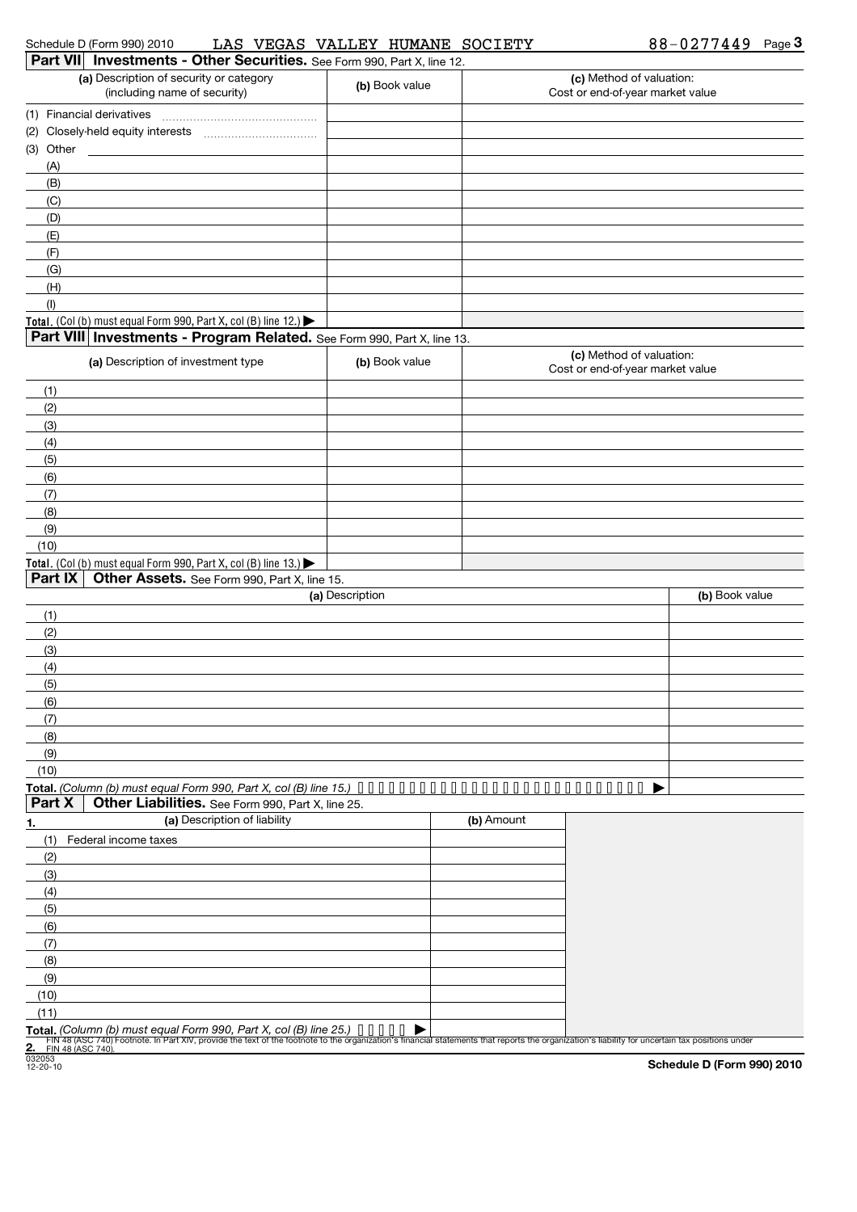Schedule D (Form 990) 2010 LAS VEGAS VALLEY HUMANE SOCIETY 88-0277449 Page 3

## Part VII Investments - Other Securities. See Form 990, Part X, line 12.

| (a) Description of security or category (including name of security) | (b) Book value | (c) Method of valuation: Cost or end-of-year market value |
|---|---|---|
| (1) Financial derivatives | | |
| (2) Closely-held equity interests | | |
| (3) Other | | |
| (A) | | |
| (B) | | |
| (C) | | |
| (D) | | |
| (E) | | |
| (F) | | |
| (G) | | |
| (H) | | |
| (I) | | |
| **Total.** (Col (b) must equal Form 990, Part X, col (B) line 12.) ▶ | | |

## Part VIII Investments - Program Related. See Form 990, Part X, line 13.

| (a) Description of investment type | (b) Book value | (c) Method of valuation: Cost or end-of-year market value |
|---|---|---|
| (1) | | |
| (2) | | |
| (3) | | |
| (4) | | |
| (5) | | |
| (6) | | |
| (7) | | |
| (8) | | |
| (9) | | |
| (10) | | |
| **Total.** (Col (b) must equal Form 990, Part X, col (B) line 13.) ▶ | | |

## Part IX Other Assets. See Form 990, Part X, line 15.

| (a) Description | (b) Book value |
|---|---|
| (1) | |
| (2) | |
| (3) | |
| (4) | |
| (5) | |
| (6) | |
| (7) | |
| (8) | |
| (9) | |
| (10) | |
| **Total.** *(Column (b) must equal Form 990, Part X, col (B) line 15.)* ▶ | |

## Part X Other Liabilities. See Form 990, Part X, line 25.

| 1. (a) Description of liability | (b) Amount |
|---|---|
| (1) Federal income taxes | |
| (2) | |
| (3) | |
| (4) | |
| (5) | |
| (6) | |
| (7) | |
| (8) | |
| (9) | |
| (10) | |
| (11) | |
| **Total.** *(Column (b) must equal Form 990, Part X, col (B) line 25.)* ▶ | |

**2.** FIN 48 (ASC 740) Footnote. In Part XIV, provide the text of the footnote to the organization's financial statements that reports the organization's liability for uncertain tax positions under FIN 48 (ASC 740).

032053
12-20-10

**Schedule D (Form 990) 2010**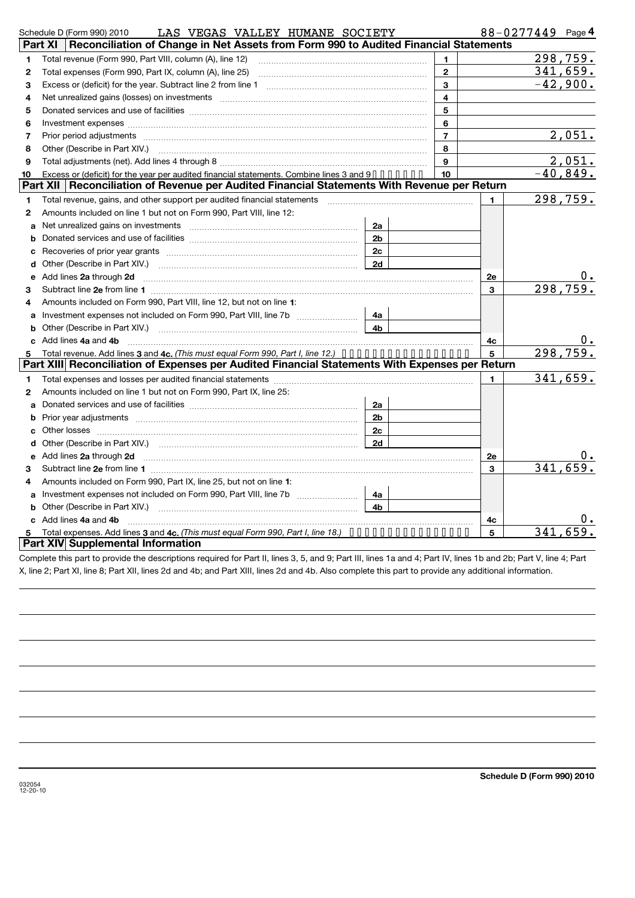Schedule D (Form 990) 2010 LAS VEGAS VALLEY HUMANE SOCIETY 88-0277449 Page 4

## Part XI Reconciliation of Change in Net Assets from Form 990 to Audited Financial Statements

| | | | |
|---|---|---|---|
| 1 | Total revenue (Form 990, Part VIII, column (A), line 12) | 1 | 298,759. |
| 2 | Total expenses (Form 990, Part IX, column (A), line 25) | 2 | 341,659. |
| 3 | Excess or (deficit) for the year. Subtract line 2 from line 1 | 3 | -42,900. |
| 4 | Net unrealized gains (losses) on investments | 4 | |
| 5 | Donated services and use of facilities | 5 | |
| 6 | Investment expenses | 6 | |
| 7 | Prior period adjustments | 7 | 2,051. |
| 8 | Other (Describe in Part XIV.) | 8 | |
| 9 | Total adjustments (net). Add lines 4 through 8 | 9 | 2,051. |
| 10 | Excess or (deficit) for the year per audited financial statements. Combine lines 3 and 9 | 10 | -40,849. |

## Part XII Reconciliation of Revenue per Audited Financial Statements With Revenue per Return

| | | | | | |
|---|---|---|---|---|---|
| 1 | Total revenue, gains, and other support per audited financial statements | | | 1 | 298,759. |
| 2 | Amounts included on line 1 but not on Form 990, Part VIII, line 12: | | | | |
| a | Net unrealized gains on investments | 2a | | | |
| b | Donated services and use of facilities | 2b | | | |
| c | Recoveries of prior year grants | 2c | | | |
| d | Other (Describe in Part XIV.) | 2d | | | |
| e | Add lines 2a through 2d | | | 2e | 0. |
| 3 | Subtract line 2e from line 1 | | | 3 | 298,759. |
| 4 | Amounts included on Form 990, Part VIII, line 12, but not on line 1: | | | | |
| a | Investment expenses not included on Form 990, Part VIII, line 7b | 4a | | | |
| b | Other (Describe in Part XIV.) | 4b | | | |
| c | Add lines 4a and 4b | | | 4c | 0. |
| 5 | Total revenue. Add lines 3 and 4c. *(This must equal Form 990, Part I, line 12.)* | | | 5 | 298,759. |

## Part XIII Reconciliation of Expenses per Audited Financial Statements With Expenses per Return

| | | | | | |
|---|---|---|---|---|---|
| 1 | Total expenses and losses per audited financial statements | | | 1 | 341,659. |
| 2 | Amounts included on line 1 but not on Form 990, Part IX, line 25: | | | | |
| a | Donated services and use of facilities | 2a | | | |
| b | Prior year adjustments | 2b | | | |
| c | Other losses | 2c | | | |
| d | Other (Describe in Part XIV.) | 2d | | | |
| e | Add lines 2a through 2d | | | 2e | 0. |
| 3 | Subtract line 2e from line 1 | | | 3 | 341,659. |
| 4 | Amounts included on Form 990, Part IX, line 25, but not on line 1: | | | | |
| a | Investment expenses not included on Form 990, Part VIII, line 7b | 4a | | | |
| b | Other (Describe in Part XIV.) | 4b | | | |
| c | Add lines 4a and 4b | | | 4c | 0. |
| 5 | Total expenses. Add lines 3 and 4c. *(This must equal Form 990, Part I, line 18.)* | | | 5 | 341,659. |

## Part XIV Supplemental Information

Complete this part to provide the descriptions required for Part II, lines 3, 5, and 9; Part III, lines 1a and 4; Part IV, lines 1b and 2b; Part V, line 4; Part X, line 2; Part XI, line 8; Part XII, lines 2d and 4b; and Part XIII, lines 2d and 4b. Also complete this part to provide any additional information.

032054 12-20-10

Schedule D (Form 990) 2010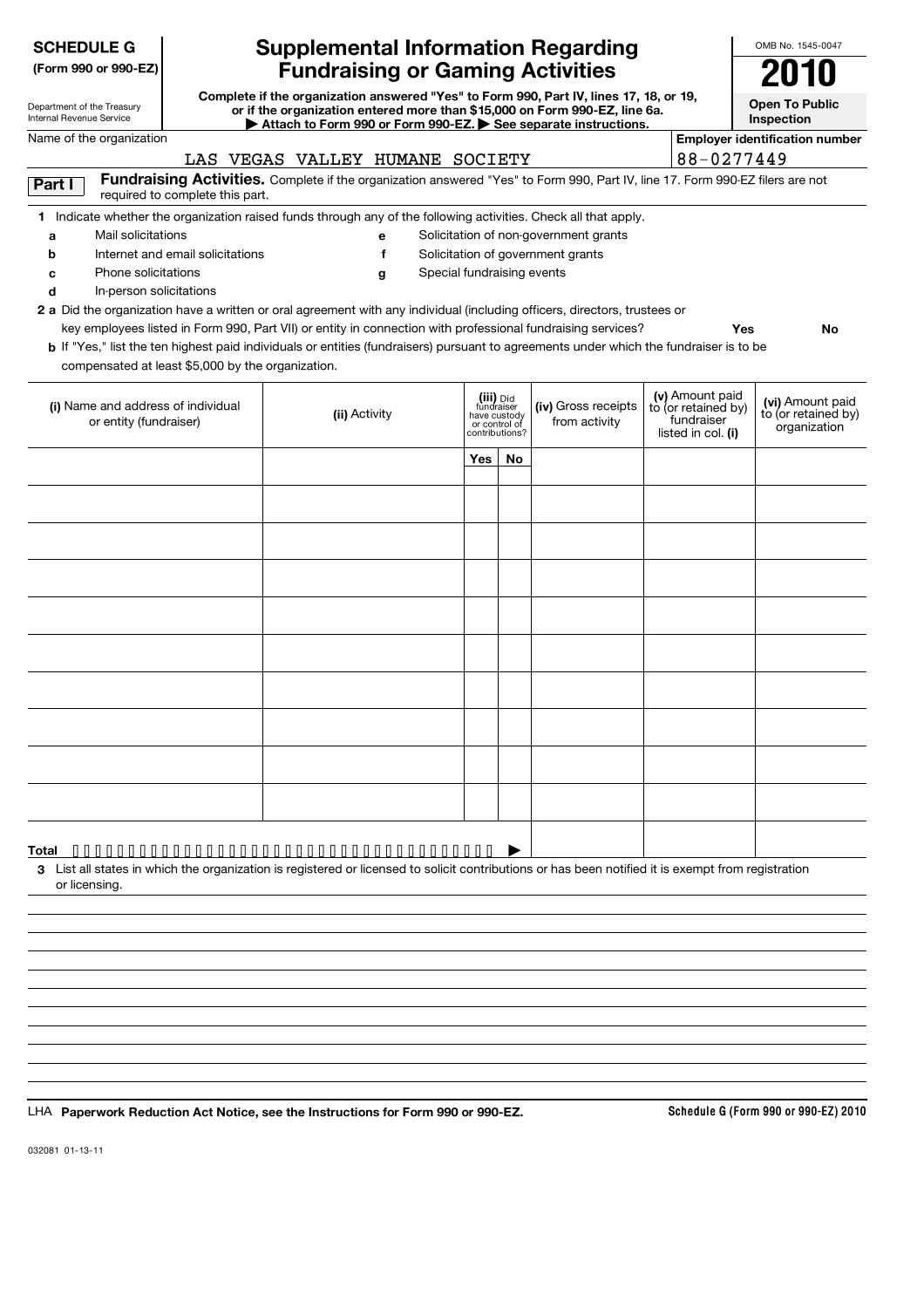**SCHEDULE G**
**(Form 990 or 990-EZ)**

Department of the Treasury
Internal Revenue Service

# Supplemental Information Regarding Fundraising or Gaming Activities

**Complete if the organization answered "Yes" to Form 990, Part IV, lines 17, 18, or 19, or if the organization entered more than $15,000 on Form 990-EZ, line 6a.**
**▶ Attach to Form 990 or Form 990-EZ. ▶ See separate instructions.**

OMB No. 1545-0047

**2010**

**Open To Public Inspection**

Name of the organization: LAS VEGAS VALLEY HUMANE SOCIETY

**Employer identification number:** 88-0277449

**Part I** **Fundraising Activities.** Complete if the organization answered "Yes" to Form 990, Part IV, line 17. Form 990-EZ filers are not required to complete this part.

**1** Indicate whether the organization raised funds through any of the following activities. Check all that apply.

- **a** Mail solicitations
- **b** Internet and email solicitations
- **c** Phone solicitations
- **d** In-person solicitations
- **e** Solicitation of non-government grants
- **f** Solicitation of government grants
- **g** Special fundraising events

**2 a** Did the organization have a written or oral agreement with any individual (including officers, directors, trustees or key employees listed in Form 990, Part VII) or entity in connection with professional fundraising services? **Yes** **No**

**b** If "Yes," list the ten highest paid individuals or entities (fundraisers) pursuant to agreements under which the fundraiser is to be compensated at least $5,000 by the organization.

| (i) Name and address of individual or entity (fundraiser) | (ii) Activity | (iii) Did fundraiser have custody or control of contributions? | | (iv) Gross receipts from activity | (v) Amount paid to (or retained by) fundraiser listed in col. (i) | (vi) Amount paid to (or retained by) organization |
|---|---|---|---|---|---|---|
| | | Yes | No | | | |
| | | | | | | |
| | | | | | | |
| | | | | | | |
| | | | | | | |
| | | | | | | |
| | | | | | | |
| | | | | | | |
| | | | | | | |
| | | | | | | |
| | | | | | | |
| **Total** ▶ | | | | | | |

**3** List all states in which the organization is registered or licensed to solicit contributions or has been notified it is exempt from registration or licensing.

LHA **Paperwork Reduction Act Notice, see the Instructions for Form 990 or 990-EZ.**

**Schedule G (Form 990 or 990-EZ) 2010**

032081 01-13-11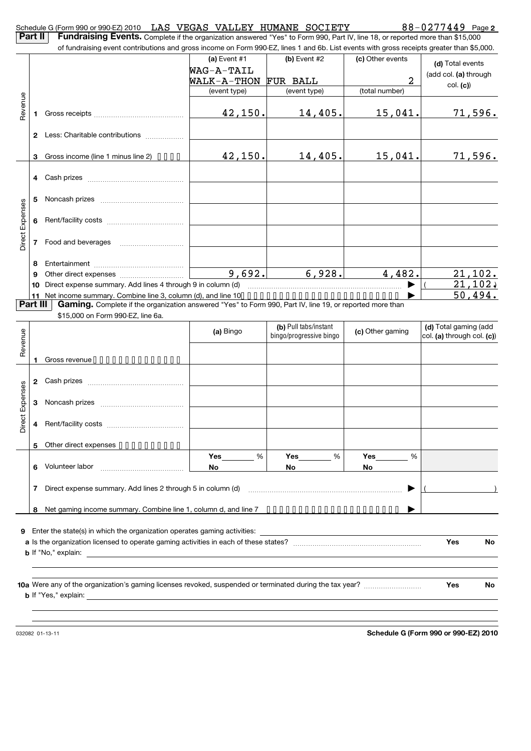Schedule G (Form 990 or 990-EZ) 2010 LAS VEGAS VALLEY HUMANE SOCIETY 88-0277449 Page 2

**Part II** **Fundraising Events.** Complete if the organization answered "Yes" to Form 990, Part IV, line 18, or reported more than $15,000 of fundraising event contributions and gross income on Form 990-EZ, lines 1 and 6b. List events with gross receipts greater than $5,000.

| | | (a) Event #1 WAG-A-TAIL WALK-A-THON (event type) | (b) Event #2 FUR BALL (event type) | (c) Other events 2 (total number) | (d) Total events (add col. (a) through col. (c)) |
|---|---|---|---|---|---|
| Revenue | 1 Gross receipts | 42,150. | 14,405. | 15,041. | 71,596. |
| | 2 Less: Charitable contributions | | | | |
| | 3 Gross income (line 1 minus line 2) | 42,150. | 14,405. | 15,041. | 71,596. |
| Direct Expenses | 4 Cash prizes | | | | |
| | 5 Noncash prizes | | | | |
| | 6 Rent/facility costs | | | | |
| | 7 Food and beverages | | | | |
| | 8 Entertainment | | | | |
| | 9 Other direct expenses | 9,692. | 6,928. | 4,482. | 21,102. |
| | 10 Direct expense summary. Add lines 4 through 9 in column (d) | | | ▶ | ( 21,102.) |
| | 11 Net income summary. Combine line 3, column (d), and line 10 | | | ▶ | 50,494. |

**Part III** **Gaming.** Complete if the organization answered "Yes" to Form 990, Part IV, line 19, or reported more than $15,000 on Form 990-EZ, line 6a.

| | | (a) Bingo | (b) Pull tabs/instant bingo/progressive bingo | (c) Other gaming | (d) Total gaming (add col. (a) through col. (c)) |
|---|---|---|---|---|---|
| Revenue | 1 Gross revenue | | | | |
| Direct Expenses | 2 Cash prizes | | | | |
| | 3 Noncash prizes | | | | |
| | 4 Rent/facility costs | | | | |
| | 5 Other direct expenses | | | | |
| | 6 Volunteer labor | Yes ____ % No | Yes ____ % No | Yes ____ % No | |
| | 7 Direct expense summary. Add lines 2 through 5 in column (d) | | | ▶ | ( ) |
| | 8 Net gaming income summary. Combine line 1, column d, and line 7 | | | ▶ | |

9 Enter the state(s) in which the organization operates gaming activities: ____________

a Is the organization licensed to operate gaming activities in each of these states? .......... Yes No

b If "No," explain: ____________

10a Were any of the organization's gaming licenses revoked, suspended or terminated during the tax year? .......... Yes No

b If "Yes," explain: ____________

032082 01-13-11 **Schedule G (Form 990 or 990-EZ) 2010**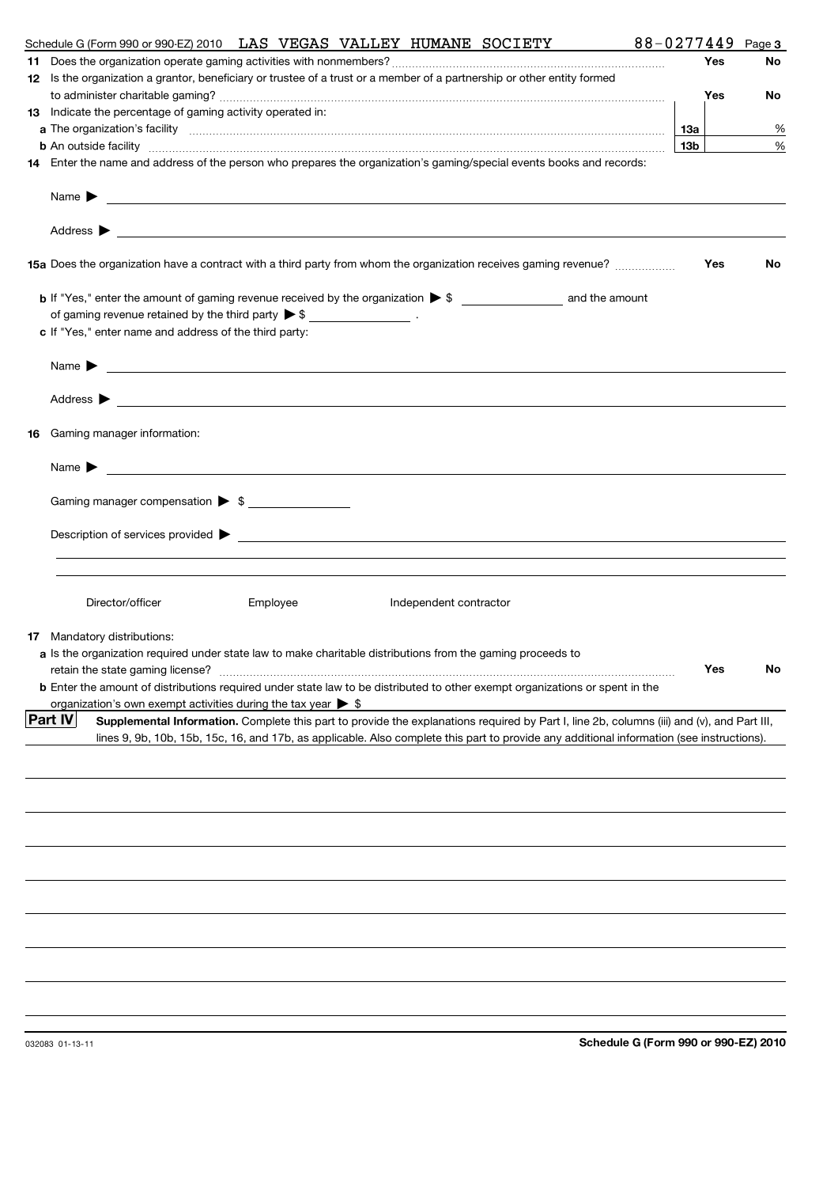Schedule G (Form 990 or 990-EZ) 2010 LAS VEGAS VALLEY HUMANE SOCIETY 88-0277449 Page 3

**11** Does the organization operate gaming activities with nonmembers? ........ Yes No

**12** Is the organization a grantor, beneficiary or trustee of a trust or a member of a partnership or other entity formed to administer charitable gaming? ........ Yes No

**13** Indicate the percentage of gaming activity operated in:

**a** The organization's facility ........ **13a** %

**b** An outside facility ........ **13b** %

**14** Enter the name and address of the person who prepares the organization's gaming/special events books and records:

Name ▶

Address ▶

**15a** Does the organization have a contract with a third party from whom the organization receives gaming revenue? ........ Yes No

**b** If "Yes," enter the amount of gaming revenue received by the organization ▶ $ ________ and the amount of gaming revenue retained by the third party ▶ $ ________ .

**c** If "Yes," enter name and address of the third party:

Name ▶

Address ▶

**16** Gaming manager information:

Name ▶

Gaming manager compensation ▶ $

Description of services provided ▶

Director/officer Employee Independent contractor

**17** Mandatory distributions:

**a** Is the organization required under state law to make charitable distributions from the gaming proceeds to retain the state gaming license? ........ Yes No

**b** Enter the amount of distributions required under state law to be distributed to other exempt organizations or spent in the organization's own exempt activities during the tax year ▶ $

**Part IV** **Supplemental Information.** Complete this part to provide the explanations required by Part I, line 2b, columns (iii) and (v), and Part III, lines 9, 9b, 10b, 15b, 15c, 16, and 17b, as applicable. Also complete this part to provide any additional information (see instructions).

032083 01-13-11

**Schedule G (Form 990 or 990-EZ) 2010**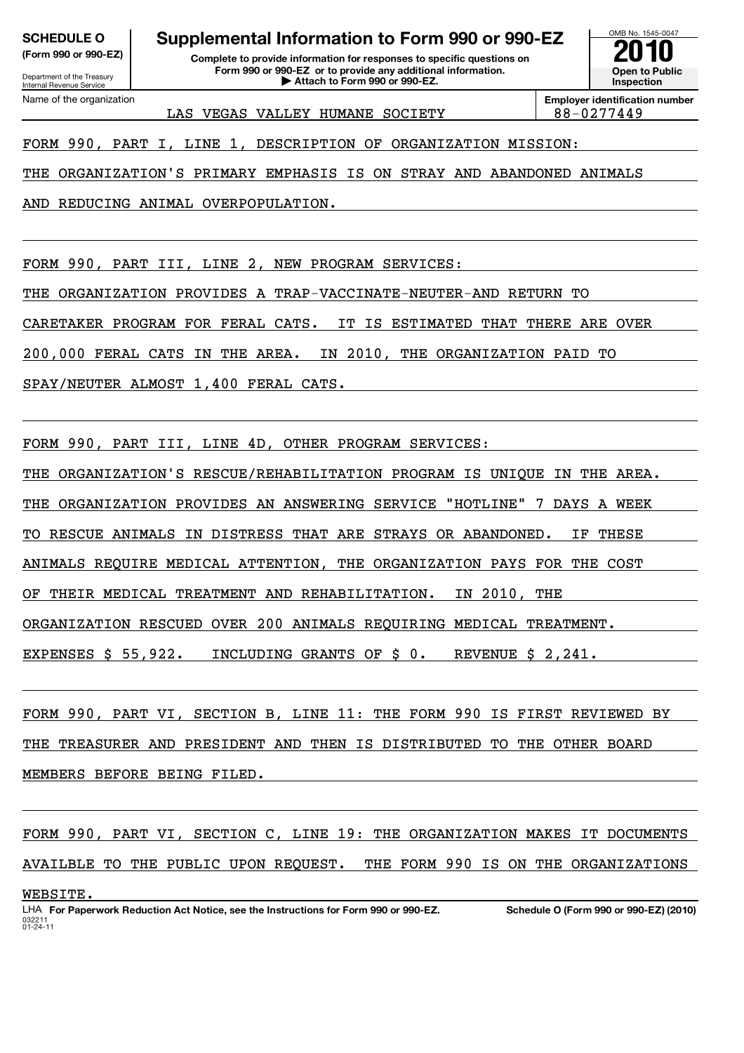**SCHEDULE O**
**(Form 990 or 990-EZ)**

Department of the Treasury
Internal Revenue Service

# Supplemental Information to Form 990 or 990-EZ

**Complete to provide information for responses to specific questions on Form 990 or 990-EZ or to provide any additional information.**
**▶ Attach to Form 990 or 990-EZ.**

OMB No. 1545-0047
**2010**
**Open to Public Inspection**

Name of the organization: LAS VEGAS VALLEY HUMANE SOCIETY

**Employer identification number:** 88-0277449

FORM 990, PART I, LINE 1, DESCRIPTION OF ORGANIZATION MISSION:

THE ORGANIZATION'S PRIMARY EMPHASIS IS ON STRAY AND ABANDONED ANIMALS AND REDUCING ANIMAL OVERPOPULATION.

FORM 990, PART III, LINE 2, NEW PROGRAM SERVICES:

THE ORGANIZATION PROVIDES A TRAP-VACCINATE-NEUTER-AND RETURN TO CARETAKER PROGRAM FOR FERAL CATS. IT IS ESTIMATED THAT THERE ARE OVER 200,000 FERAL CATS IN THE AREA. IN 2010, THE ORGANIZATION PAID TO SPAY/NEUTER ALMOST 1,400 FERAL CATS.

FORM 990, PART III, LINE 4D, OTHER PROGRAM SERVICES:

THE ORGANIZATION'S RESCUE/REHABILITATION PROGRAM IS UNIQUE IN THE AREA. THE ORGANIZATION PROVIDES AN ANSWERING SERVICE "HOTLINE" 7 DAYS A WEEK TO RESCUE ANIMALS IN DISTRESS THAT ARE STRAYS OR ABANDONED. IF THESE ANIMALS REQUIRE MEDICAL ATTENTION, THE ORGANIZATION PAYS FOR THE COST OF THEIR MEDICAL TREATMENT AND REHABILITATION. IN 2010, THE ORGANIZATION RESCUED OVER 200 ANIMALS REQUIRING MEDICAL TREATMENT.
EXPENSES $ 55,922. INCLUDING GRANTS OF $ 0. REVENUE $ 2,241.

FORM 990, PART VI, SECTION B, LINE 11: THE FORM 990 IS FIRST REVIEWED BY THE TREASURER AND PRESIDENT AND THEN IS DISTRIBUTED TO THE OTHER BOARD MEMBERS BEFORE BEING FILED.

FORM 990, PART VI, SECTION C, LINE 19: THE ORGANIZATION MAKES IT DOCUMENTS AVAILBLE TO THE PUBLIC UPON REQUEST. THE FORM 990 IS ON THE ORGANIZATIONS WEBSITE.

LHA **For Paperwork Reduction Act Notice, see the Instructions for Form 990 or 990-EZ.** **Schedule O (Form 990 or 990-EZ) (2010)**
032211
01-24-11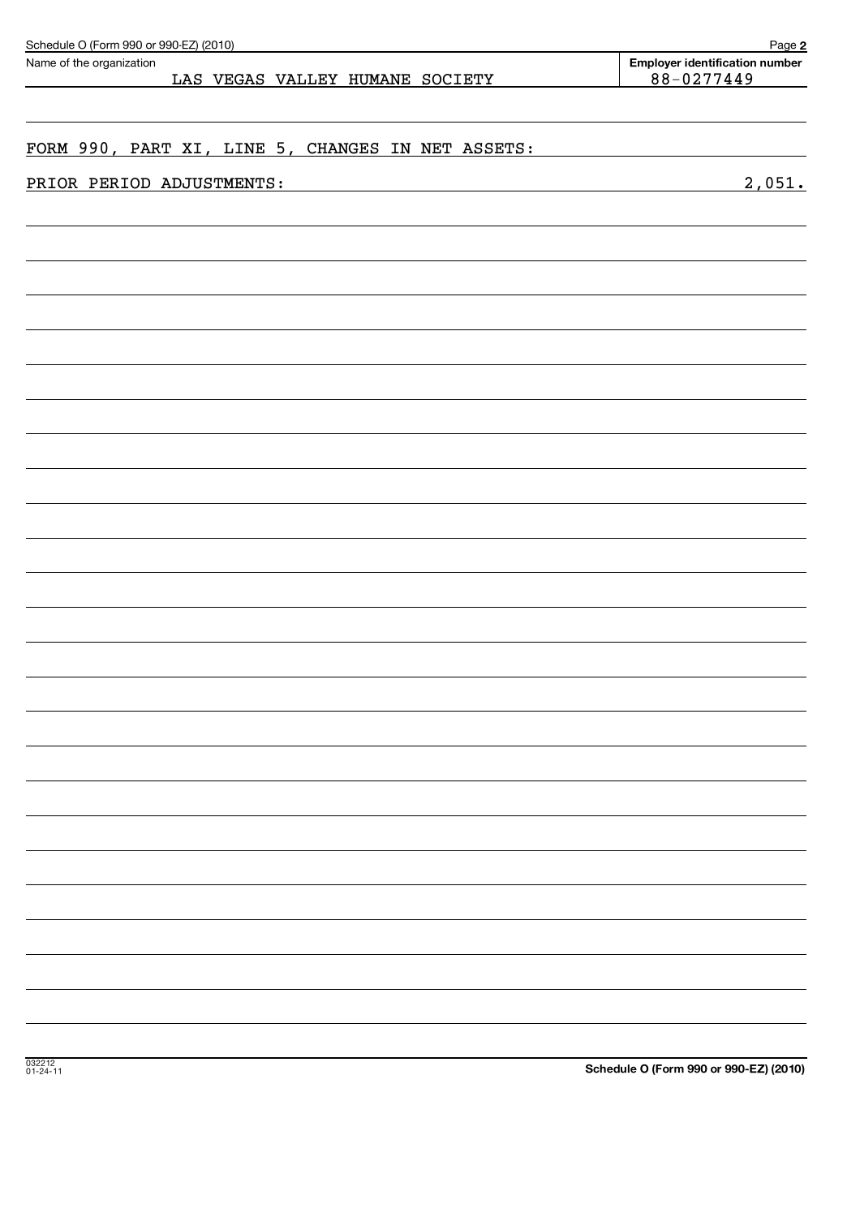Schedule O (Form 990 or 990-EZ) (2010) Page **2**

Name of the organization: LAS VEGAS VALLEY HUMANE SOCIETY

**Employer identification number**: 88-0277449

FORM 990, PART XI, LINE 5, CHANGES IN NET ASSETS:

PRIOR PERIOD ADJUSTMENTS: 2,051.

032212 01-24-11

**Schedule O (Form 990 or 990-EZ) (2010)**